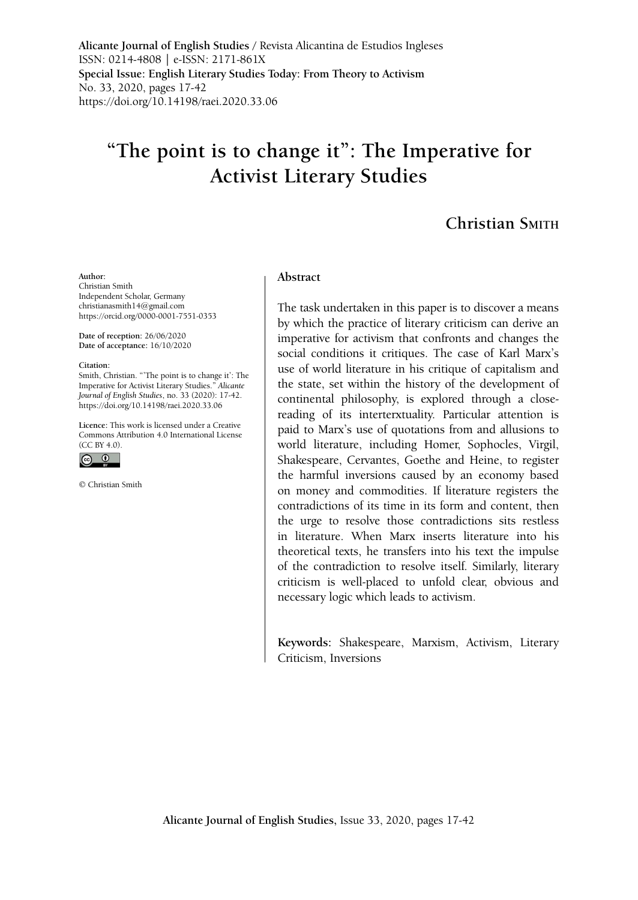**Alicante Journal of English Studies** / Revista Alicantina de Estudios Ingleses
ISSN: 0214-4808 | e-ISSN: 2171-861X
**Special Issue: English Literary Studies Today: From Theory to Activism**
No. 33, 2020, pages 17-42
https://doi.org/10.14198/raei.2020.33.06

# "The point is to change it": The Imperative for Activist Literary Studies

## Christian Smith

**Author:**
Christian Smith
Independent Scholar, Germany
christianasmith14@gmail.com
https://orcid.org/0000-0001-7551-0353

**Date of reception:** 26/06/2020
**Date of acceptance:** 16/10/2020

**Citation:**
Smith, Christian. "'The point is to change it': The Imperative for Activist Literary Studies." *Alicante Journal of English Studies*, no. 33 (2020): 17-42. https://doi.org/10.14198/raei.2020.33.06

**Licence:** This work is licensed under a Creative Commons Attribution 4.0 International License (CC BY 4.0).

© Christian Smith

### Abstract

The task undertaken in this paper is to discover a means by which the practice of literary criticism can derive an imperative for activism that confronts and changes the social conditions it critiques. The case of Karl Marx's use of world literature in his critique of capitalism and the state, set within the history of the development of continental philosophy, is explored through a close-reading of its interterxtuality. Particular attention is paid to Marx's use of quotations from and allusions to world literature, including Homer, Sophocles, Virgil, Shakespeare, Cervantes, Goethe and Heine, to register the harmful inversions caused by an economy based on money and commodities. If literature registers the contradictions of its time in its form and content, then the urge to resolve those contradictions sits restless in literature. When Marx inserts literature into his theoretical texts, he transfers into his text the impulse of the contradiction to resolve itself. Similarly, literary criticism is well-placed to unfold clear, obvious and necessary logic which leads to activism.

**Keywords:** Shakespeare, Marxism, Activism, Literary Criticism, Inversions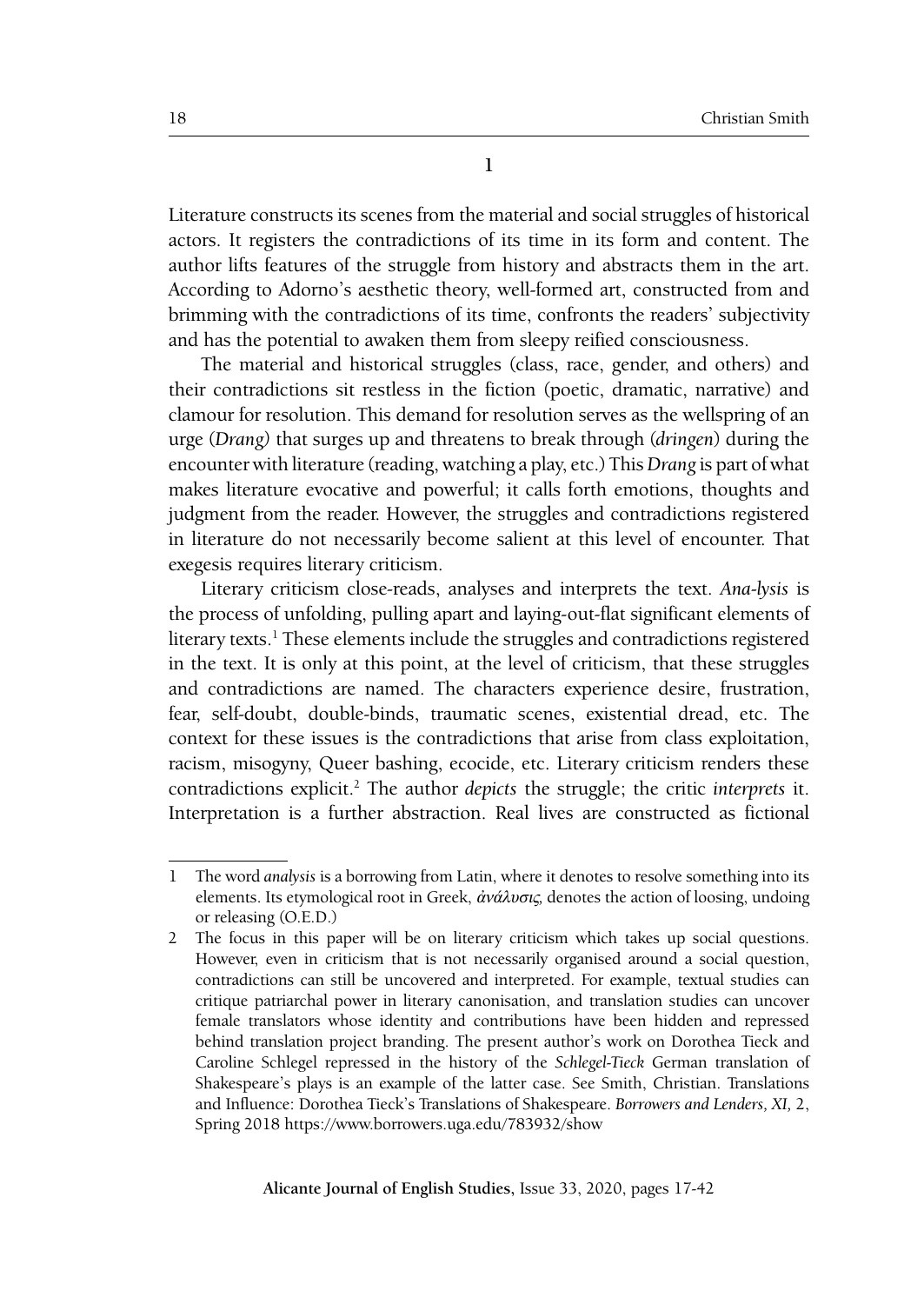## 1

Literature constructs its scenes from the material and social struggles of historical actors. It registers the contradictions of its time in its form and content. The author lifts features of the struggle from history and abstracts them in the art. According to Adorno's aesthetic theory, well-formed art, constructed from and brimming with the contradictions of its time, confronts the readers' subjectivity and has the potential to awaken them from sleepy reified consciousness.

The material and historical struggles (class, race, gender, and others) and their contradictions sit restless in the fiction (poetic, dramatic, narrative) and clamour for resolution. This demand for resolution serves as the wellspring of an urge (*Drang*) that surges up and threatens to break through (*dringen*) during the encounter with literature (reading, watching a play, etc.) This *Drang* is part of what makes literature evocative and powerful; it calls forth emotions, thoughts and judgment from the reader. However, the struggles and contradictions registered in literature do not necessarily become salient at this level of encounter. That exegesis requires literary criticism.

Literary criticism close-reads, analyses and interprets the text. *Ana-lysis* is the process of unfolding, pulling apart and laying-out-flat significant elements of literary texts.[1] These elements include the struggles and contradictions registered in the text. It is only at this point, at the level of criticism, that these struggles and contradictions are named. The characters experience desire, frustration, fear, self-doubt, double-binds, traumatic scenes, existential dread, etc. The context for these issues is the contradictions that arise from class exploitation, racism, misogyny, Queer bashing, ecocide, etc. Literary criticism renders these contradictions explicit.[2] The author *depicts* the struggle; the critic *interprets* it. Interpretation is a further abstraction. Real lives are constructed as fictional

---

1 The word *analysis* is a borrowing from Latin, where it denotes to resolve something into its elements. Its etymological root in Greek, *ἀνάλυσις*, denotes the action of loosing, undoing or releasing (O.E.D.)

2 The focus in this paper will be on literary criticism which takes up social questions. However, even in criticism that is not necessarily organised around a social question, contradictions can still be uncovered and interpreted. For example, textual studies can critique patriarchal power in literary canonisation, and translation studies can uncover female translators whose identity and contributions have been hidden and repressed behind translation project branding. The present author's work on Dorothea Tieck and Caroline Schlegel repressed in the history of the *Schlegel-Tieck* German translation of Shakespeare's plays is an example of the latter case. See Smith, Christian. Translations and Influence: Dorothea Tieck's Translations of Shakespeare. *Borrowers and Lenders, XI,* 2, Spring 2018 https://www.borrowers.uga.edu/783932/show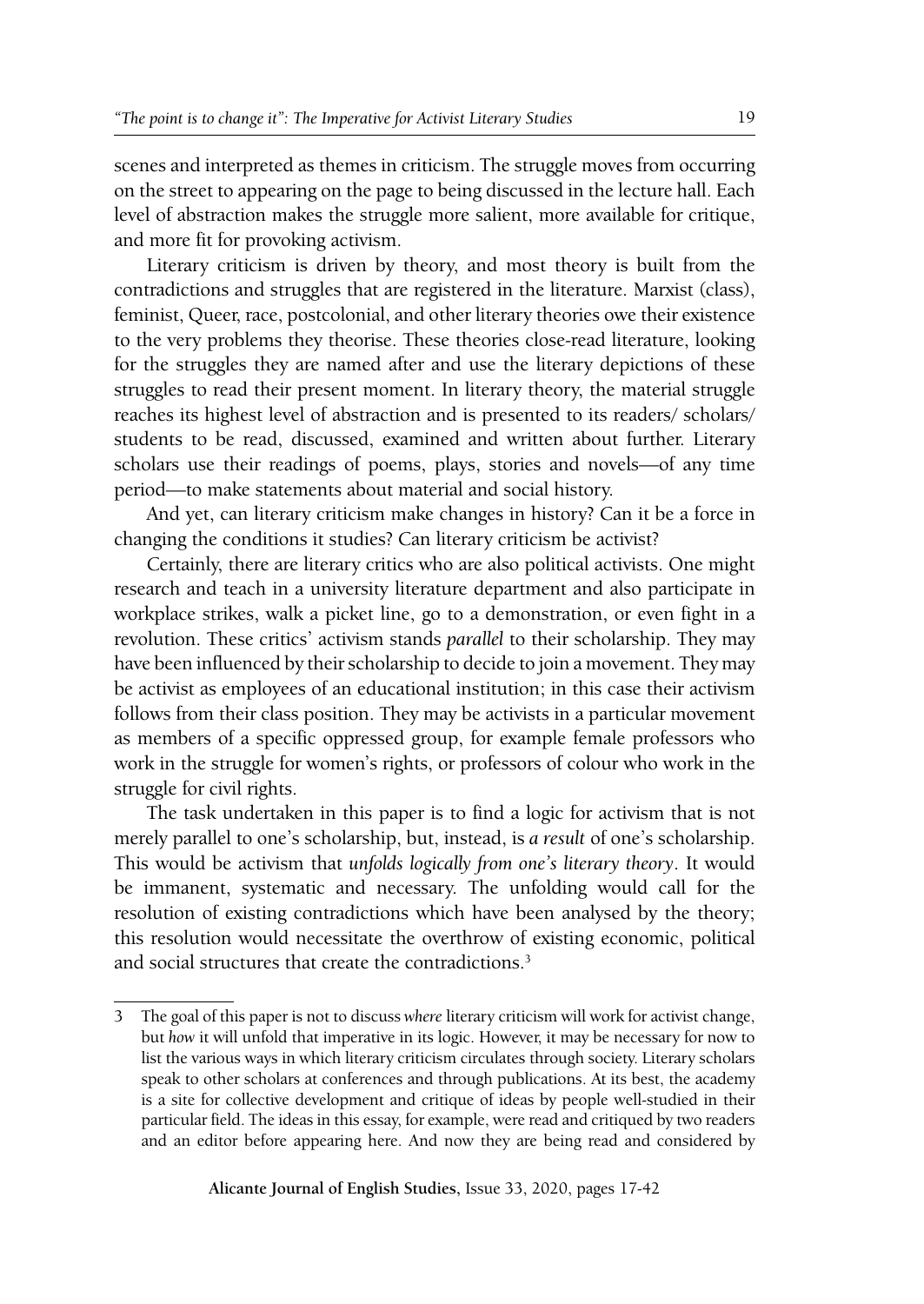scenes and interpreted as themes in criticism. The struggle moves from occurring on the street to appearing on the page to being discussed in the lecture hall. Each level of abstraction makes the struggle more salient, more available for critique, and more fit for provoking activism.

Literary criticism is driven by theory, and most theory is built from the contradictions and struggles that are registered in the literature. Marxist (class), feminist, Queer, race, postcolonial, and other literary theories owe their existence to the very problems they theorise. These theories close-read literature, looking for the struggles they are named after and use the literary depictions of these struggles to read their present moment. In literary theory, the material struggle reaches its highest level of abstraction and is presented to its readers/ scholars/ students to be read, discussed, examined and written about further. Literary scholars use their readings of poems, plays, stories and novels—of any time period—to make statements about material and social history.

And yet, can literary criticism make changes in history? Can it be a force in changing the conditions it studies? Can literary criticism be activist?

Certainly, there are literary critics who are also political activists. One might research and teach in a university literature department and also participate in workplace strikes, walk a picket line, go to a demonstration, or even fight in a revolution. These critics' activism stands *parallel* to their scholarship. They may have been influenced by their scholarship to decide to join a movement. They may be activist as employees of an educational institution; in this case their activism follows from their class position. They may be activists in a particular movement as members of a specific oppressed group, for example female professors who work in the struggle for women's rights, or professors of colour who work in the struggle for civil rights.

The task undertaken in this paper is to find a logic for activism that is not merely parallel to one's scholarship, but, instead, is *a result* of one's scholarship. This would be activism that *unfolds logically from one's literary theory*. It would be immanent, systematic and necessary. The unfolding would call for the resolution of existing contradictions which have been analysed by the theory; this resolution would necessitate the overthrow of existing economic, political and social structures that create the contradictions.[3]

---

3 The goal of this paper is not to discuss *where* literary criticism will work for activist change, but *how* it will unfold that imperative in its logic. However, it may be necessary for now to list the various ways in which literary criticism circulates through society. Literary scholars speak to other scholars at conferences and through publications. At its best, the academy is a site for collective development and critique of ideas by people well-studied in their particular field. The ideas in this essay, for example, were read and critiqued by two readers and an editor before appearing here. And now they are being read and considered by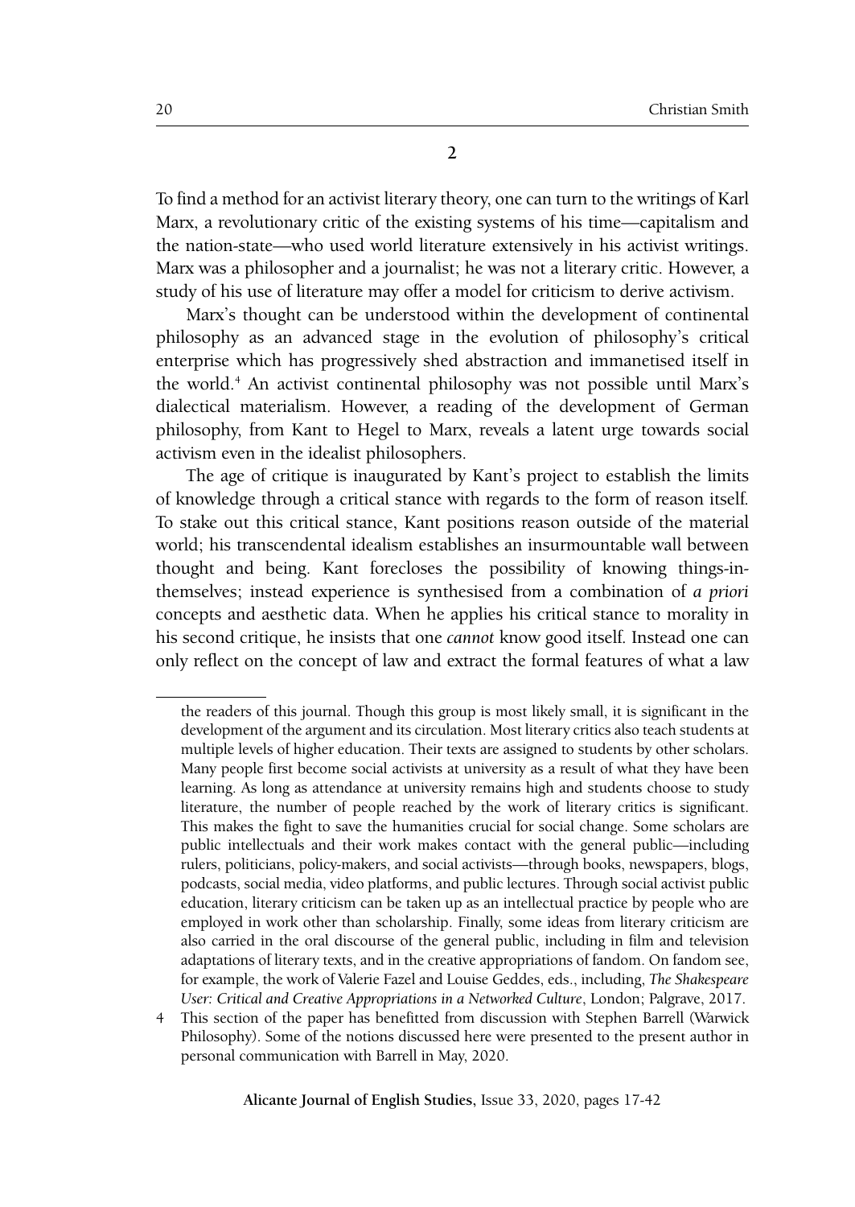## 2

To find a method for an activist literary theory, one can turn to the writings of Karl Marx, a revolutionary critic of the existing systems of his time—capitalism and the nation-state—who used world literature extensively in his activist writings. Marx was a philosopher and a journalist; he was not a literary critic. However, a study of his use of literature may offer a model for criticism to derive activism.

Marx's thought can be understood within the development of continental philosophy as an advanced stage in the evolution of philosophy's critical enterprise which has progressively shed abstraction and immanetised itself in the world.[4] An activist continental philosophy was not possible until Marx's dialectical materialism. However, a reading of the development of German philosophy, from Kant to Hegel to Marx, reveals a latent urge towards social activism even in the idealist philosophers.

The age of critique is inaugurated by Kant's project to establish the limits of knowledge through a critical stance with regards to the form of reason itself. To stake out this critical stance, Kant positions reason outside of the material world; his transcendental idealism establishes an insurmountable wall between thought and being. Kant forecloses the possibility of knowing things-in-themselves; instead experience is synthesised from a combination of *a priori* concepts and aesthetic data. When he applies his critical stance to morality in his second critique, he insists that one *cannot* know good itself. Instead one can only reflect on the concept of law and extract the formal features of what a law

---

the readers of this journal. Though this group is most likely small, it is significant in the development of the argument and its circulation. Most literary critics also teach students at multiple levels of higher education. Their texts are assigned to students by other scholars. Many people first become social activists at university as a result of what they have been learning. As long as attendance at university remains high and students choose to study literature, the number of people reached by the work of literary critics is significant. This makes the fight to save the humanities crucial for social change. Some scholars are public intellectuals and their work makes contact with the general public—including rulers, politicians, policy-makers, and social activists—through books, newspapers, blogs, podcasts, social media, video platforms, and public lectures. Through social activist public education, literary criticism can be taken up as an intellectual practice by people who are employed in work other than scholarship. Finally, some ideas from literary criticism are also carried in the oral discourse of the general public, including in film and television adaptations of literary texts, and in the creative appropriations of fandom. On fandom see, for example, the work of Valerie Fazel and Louise Geddes, eds., including, *The Shakespeare User: Critical and Creative Appropriations in a Networked Culture*, London; Palgrave, 2017.

4 This section of the paper has benefitted from discussion with Stephen Barrell (Warwick Philosophy). Some of the notions discussed here were presented to the present author in personal communication with Barrell in May, 2020.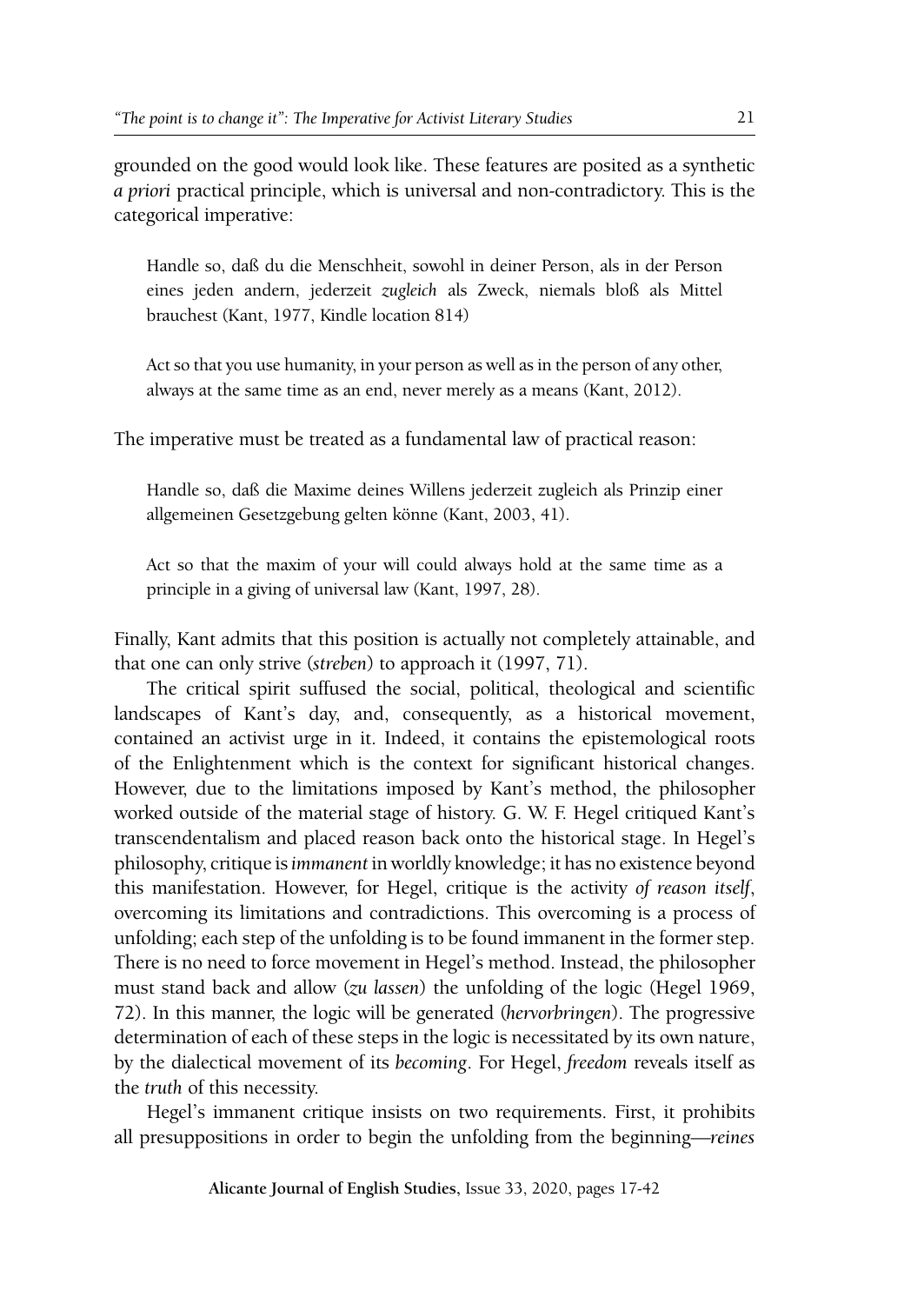grounded on the good would look like. These features are posited as a synthetic *a priori* practical principle, which is universal and non-contradictory. This is the categorical imperative:

> Handle so, daß du die Menschheit, sowohl in deiner Person, als in der Person eines jeden andern, jederzeit *zugleich* als Zweck, niemals bloß als Mittel brauchest (Kant, 1977, Kindle location 814)

> Act so that you use humanity, in your person as well as in the person of any other, always at the same time as an end, never merely as a means (Kant, 2012).

The imperative must be treated as a fundamental law of practical reason:

> Handle so, daß die Maxime deines Willens jederzeit zugleich als Prinzip einer allgemeinen Gesetzgebung gelten könne (Kant, 2003, 41).

> Act so that the maxim of your will could always hold at the same time as a principle in a giving of universal law (Kant, 1997, 28).

Finally, Kant admits that this position is actually not completely attainable, and that one can only strive (*streben*) to approach it (1997, 71).

The critical spirit suffused the social, political, theological and scientific landscapes of Kant's day, and, consequently, as a historical movement, contained an activist urge in it. Indeed, it contains the epistemological roots of the Enlightenment which is the context for significant historical changes. However, due to the limitations imposed by Kant's method, the philosopher worked outside of the material stage of history. G. W. F. Hegel critiqued Kant's transcendentalism and placed reason back onto the historical stage. In Hegel's philosophy, critique is *immanent* in worldly knowledge; it has no existence beyond this manifestation. However, for Hegel, critique is the activity *of reason itself*, overcoming its limitations and contradictions. This overcoming is a process of unfolding; each step of the unfolding is to be found immanent in the former step. There is no need to force movement in Hegel's method. Instead, the philosopher must stand back and allow (*zu lassen*) the unfolding of the logic (Hegel 1969, 72). In this manner, the logic will be generated (*hervorbringen*). The progressive determination of each of these steps in the logic is necessitated by its own nature, by the dialectical movement of its *becoming*. For Hegel, *freedom* reveals itself as the *truth* of this necessity.

Hegel's immanent critique insists on two requirements. First, it prohibits all presuppositions in order to begin the unfolding from the beginning—*reines*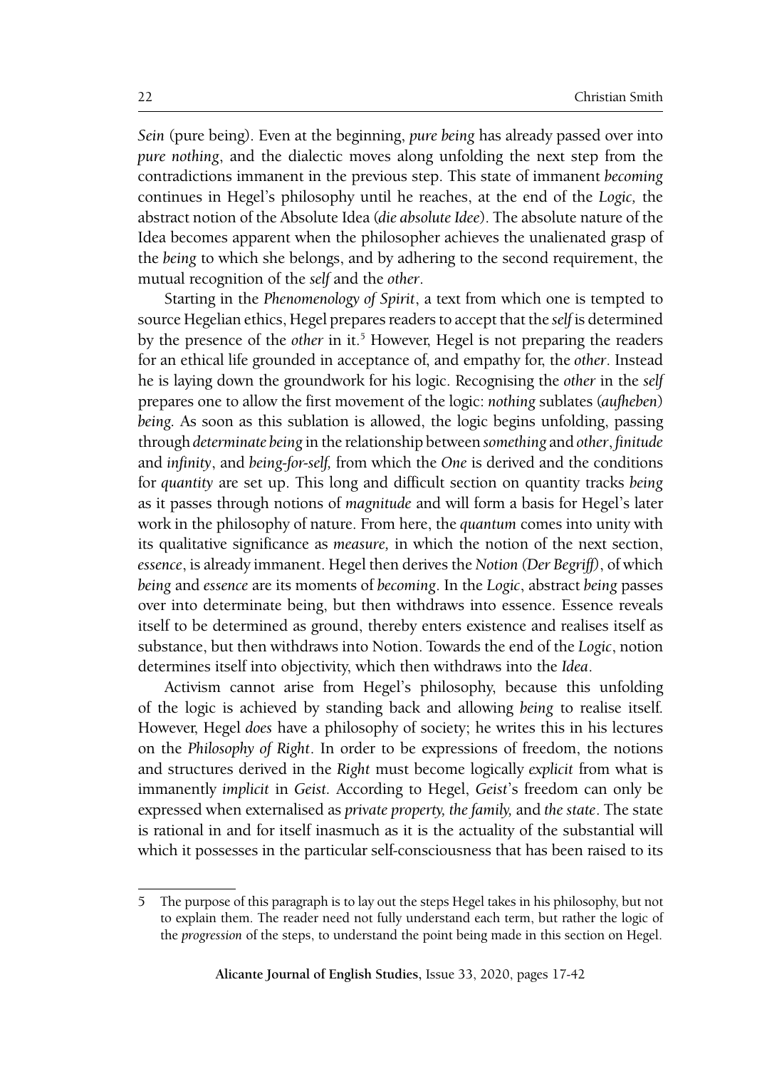*Sein* (pure being). Even at the beginning, *pure being* has already passed over into *pure nothing*, and the dialectic moves along unfolding the next step from the contradictions immanent in the previous step. This state of immanent *becoming* continues in Hegel's philosophy until he reaches, at the end of the *Logic,* the abstract notion of the Absolute Idea (*die absolute Idee*). The absolute nature of the Idea becomes apparent when the philosopher achieves the unalienated grasp of the *being* to which she belongs, and by adhering to the second requirement, the mutual recognition of the *self* and the *other*.

Starting in the *Phenomenology of Spirit*, a text from which one is tempted to source Hegelian ethics, Hegel prepares readers to accept that the *self* is determined by the presence of the *other* in it.[5] However, Hegel is not preparing the readers for an ethical life grounded in acceptance of, and empathy for, the *other*. Instead he is laying down the groundwork for his logic. Recognising the *other* in the *self* prepares one to allow the first movement of the logic: *nothing* sublates (*aufheben*) *being.* As soon as this sublation is allowed, the logic begins unfolding, passing through *determinate being* in the relationship between *something* and *other*, *finitude* and *infinity*, and *being-for-self,* from which the *One* is derived and the conditions for *quantity* are set up. This long and difficult section on quantity tracks *being* as it passes through notions of *magnitude* and will form a basis for Hegel's later work in the philosophy of nature. From here, the *quantum* comes into unity with its qualitative significance as *measure,* in which the notion of the next section, *essence*, is already immanent. Hegel then derives the *Notion* (*Der Begriff*), of which *being* and *essence* are its moments of *becoming*. In the *Logic*, abstract *being* passes over into determinate being, but then withdraws into essence. Essence reveals itself to be determined as ground, thereby enters existence and realises itself as substance, but then withdraws into Notion. Towards the end of the *Logic*, notion determines itself into objectivity, which then withdraws into the *Idea*.

Activism cannot arise from Hegel's philosophy, because this unfolding of the logic is achieved by standing back and allowing *being* to realise itself. However, Hegel *does* have a philosophy of society; he writes this in his lectures on the *Philosophy of Right*. In order to be expressions of freedom, the notions and structures derived in the *Right* must become logically *explicit* from what is immanently *implicit* in *Geist.* According to Hegel, *Geist*'s freedom can only be expressed when externalised as *private property, the family,* and *the state*. The state is rational in and for itself inasmuch as it is the actuality of the substantial will which it possesses in the particular self-consciousness that has been raised to its

---

5 The purpose of this paragraph is to lay out the steps Hegel takes in his philosophy, but not to explain them. The reader need not fully understand each term, but rather the logic of the *progression* of the steps, to understand the point being made in this section on Hegel.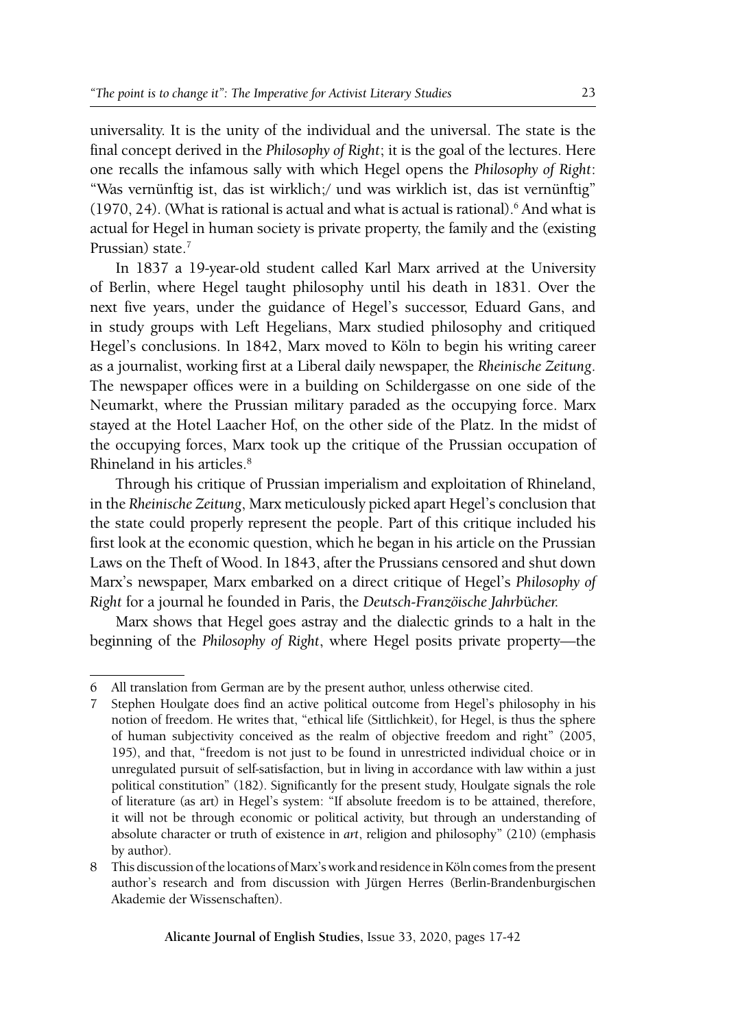universality. It is the unity of the individual and the universal. The state is the final concept derived in the *Philosophy of Right*; it is the goal of the lectures. Here one recalls the infamous sally with which Hegel opens the *Philosophy of Right*: "Was vernünftig ist, das ist wirklich;/ und was wirklich ist, das ist vernünftig" (1970, 24). (What is rational is actual and what is actual is rational).[6] And what is actual for Hegel in human society is private property, the family and the (existing Prussian) state.[7]

In 1837 a 19-year-old student called Karl Marx arrived at the University of Berlin, where Hegel taught philosophy until his death in 1831. Over the next five years, under the guidance of Hegel's successor, Eduard Gans, and in study groups with Left Hegelians, Marx studied philosophy and critiqued Hegel's conclusions. In 1842, Marx moved to Köln to begin his writing career as a journalist, working first at a Liberal daily newspaper, the *Rheinische Zeitung*. The newspaper offices were in a building on Schildergasse on one side of the Neumarkt, where the Prussian military paraded as the occupying force. Marx stayed at the Hotel Laacher Hof, on the other side of the Platz. In the midst of the occupying forces, Marx took up the critique of the Prussian occupation of Rhineland in his articles.[8]

Through his critique of Prussian imperialism and exploitation of Rhineland, in the *Rheinische Zeitung*, Marx meticulously picked apart Hegel's conclusion that the state could properly represent the people. Part of this critique included his first look at the economic question, which he began in his article on the Prussian Laws on the Theft of Wood. In 1843, after the Prussians censored and shut down Marx's newspaper, Marx embarked on a direct critique of Hegel's *Philosophy of Right* for a journal he founded in Paris, the *Deutsch-Französische Jahrbücher.*

Marx shows that Hegel goes astray and the dialectic grinds to a halt in the beginning of the *Philosophy of Right*, where Hegel posits private property—the

---

6 All translation from German are by the present author, unless otherwise cited.

7 Stephen Houlgate does find an active political outcome from Hegel's philosophy in his notion of freedom. He writes that, "ethical life (Sittlichkeit), for Hegel, is thus the sphere of human subjectivity conceived as the realm of objective freedom and right" (2005, 195), and that, "freedom is not just to be found in unrestricted individual choice or in unregulated pursuit of self-satisfaction, but in living in accordance with law within a just political constitution" (182). Significantly for the present study, Houlgate signals the role of literature (as art) in Hegel's system: "If absolute freedom is to be attained, therefore, it will not be through economic or political activity, but through an understanding of absolute character or truth of existence in *art*, religion and philosophy" (210) (emphasis by author).

8 This discussion of the locations of Marx's work and residence in Köln comes from the present author's research and from discussion with Jürgen Herres (Berlin-Brandenburgischen Akademie der Wissenschaften).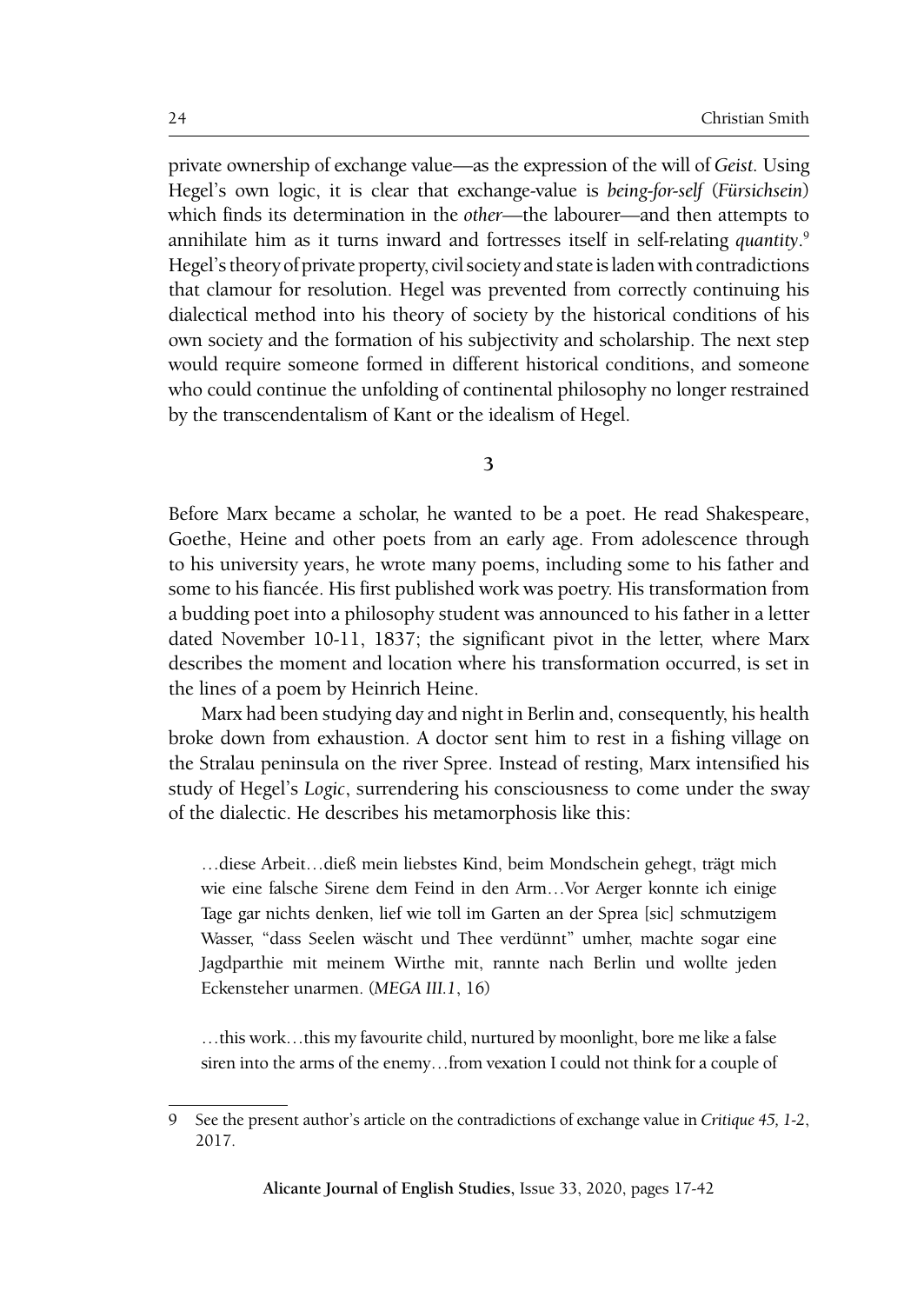private ownership of exchange value—as the expression of the will of *Geist*. Using Hegel's own logic, it is clear that exchange-value is *being-for-self* (*Fürsichsein*) which finds its determination in the *other*—the labourer—and then attempts to annihilate him as it turns inward and fortresses itself in self-relating *quantity*.[9] Hegel's theory of private property, civil society and state is laden with contradictions that clamour for resolution. Hegel was prevented from correctly continuing his dialectical method into his theory of society by the historical conditions of his own society and the formation of his subjectivity and scholarship. The next step would require someone formed in different historical conditions, and someone who could continue the unfolding of continental philosophy no longer restrained by the transcendentalism of Kant or the idealism of Hegel.

## 3

Before Marx became a scholar, he wanted to be a poet. He read Shakespeare, Goethe, Heine and other poets from an early age. From adolescence through to his university years, he wrote many poems, including some to his father and some to his fiancée. His first published work was poetry. His transformation from a budding poet into a philosophy student was announced to his father in a letter dated November 10-11, 1837; the significant pivot in the letter, where Marx describes the moment and location where his transformation occurred, is set in the lines of a poem by Heinrich Heine.

Marx had been studying day and night in Berlin and, consequently, his health broke down from exhaustion. A doctor sent him to rest in a fishing village on the Stralau peninsula on the river Spree. Instead of resting, Marx intensified his study of Hegel's *Logic*, surrendering his consciousness to come under the sway of the dialectic. He describes his metamorphosis like this:

> …diese Arbeit…dieß mein liebstes Kind, beim Mondschein gehegt, trägt mich wie eine falsche Sirene dem Feind in den Arm…Vor Aerger konnte ich einige Tage gar nichts denken, lief wie toll im Garten an der Sprea [sic] schmutzigem Wasser, "dass Seelen wäscht und Thee verdünnt" umher, machte sogar eine Jagdparthie mit meinem Wirthe mit, rannte nach Berlin und wollte jeden Eckensteher unarmen. (*MEGA III.1*, 16)

> …this work…this my favourite child, nurtured by moonlight, bore me like a false siren into the arms of the enemy…from vexation I could not think for a couple of

[9] See the present author's article on the contradictions of exchange value in *Critique 45, 1-2*, 2017.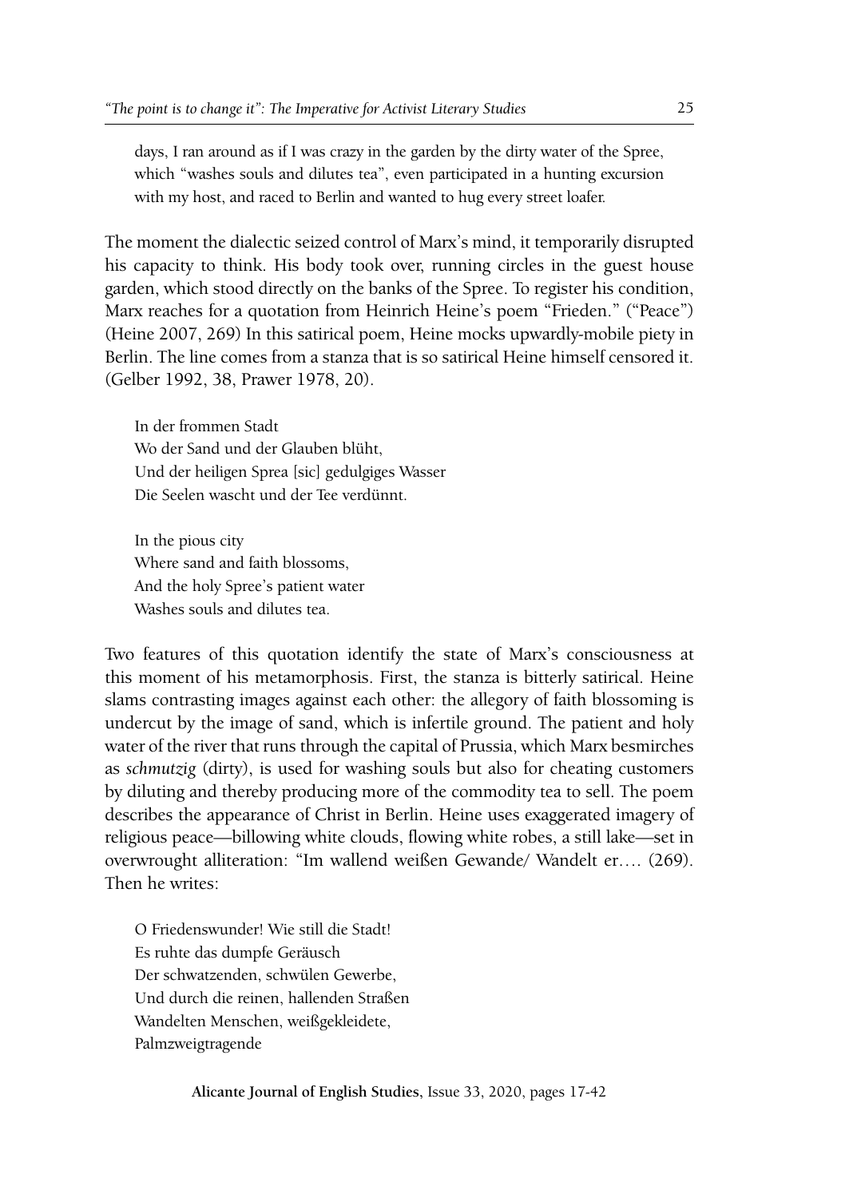days, I ran around as if I was crazy in the garden by the dirty water of the Spree, which "washes souls and dilutes tea", even participated in a hunting excursion with my host, and raced to Berlin and wanted to hug every street loafer.

The moment the dialectic seized control of Marx's mind, it temporarily disrupted his capacity to think. His body took over, running circles in the guest house garden, which stood directly on the banks of the Spree. To register his condition, Marx reaches for a quotation from Heinrich Heine's poem "Frieden." ("Peace") (Heine 2007, 269) In this satirical poem, Heine mocks upwardly-mobile piety in Berlin. The line comes from a stanza that is so satirical Heine himself censored it. (Gelber 1992, 38, Prawer 1978, 20).

In der frommen Stadt
Wo der Sand und der Glauben blüht,
Und der heiligen Sprea [sic] gedulgiges Wasser
Die Seelen wascht und der Tee verdünnt.

In the pious city
Where sand and faith blossoms,
And the holy Spree's patient water
Washes souls and dilutes tea.

Two features of this quotation identify the state of Marx's consciousness at this moment of his metamorphosis. First, the stanza is bitterly satirical. Heine slams contrasting images against each other: the allegory of faith blossoming is undercut by the image of sand, which is infertile ground. The patient and holy water of the river that runs through the capital of Prussia, which Marx besmirches as *schmutzig* (dirty), is used for washing souls but also for cheating customers by diluting and thereby producing more of the commodity tea to sell. The poem describes the appearance of Christ in Berlin. Heine uses exaggerated imagery of religious peace—billowing white clouds, flowing white robes, a still lake—set in overwrought alliteration: "Im wallend weißen Gewande/ Wandelt er…. (269). Then he writes:

O Friedenswunder! Wie still die Stadt!
Es ruhte das dumpfe Geräusch
Der schwatzenden, schwülen Gewerbe,
Und durch die reinen, hallenden Straßen
Wandelten Menschen, weißgekleidete,
Palmzweigtragende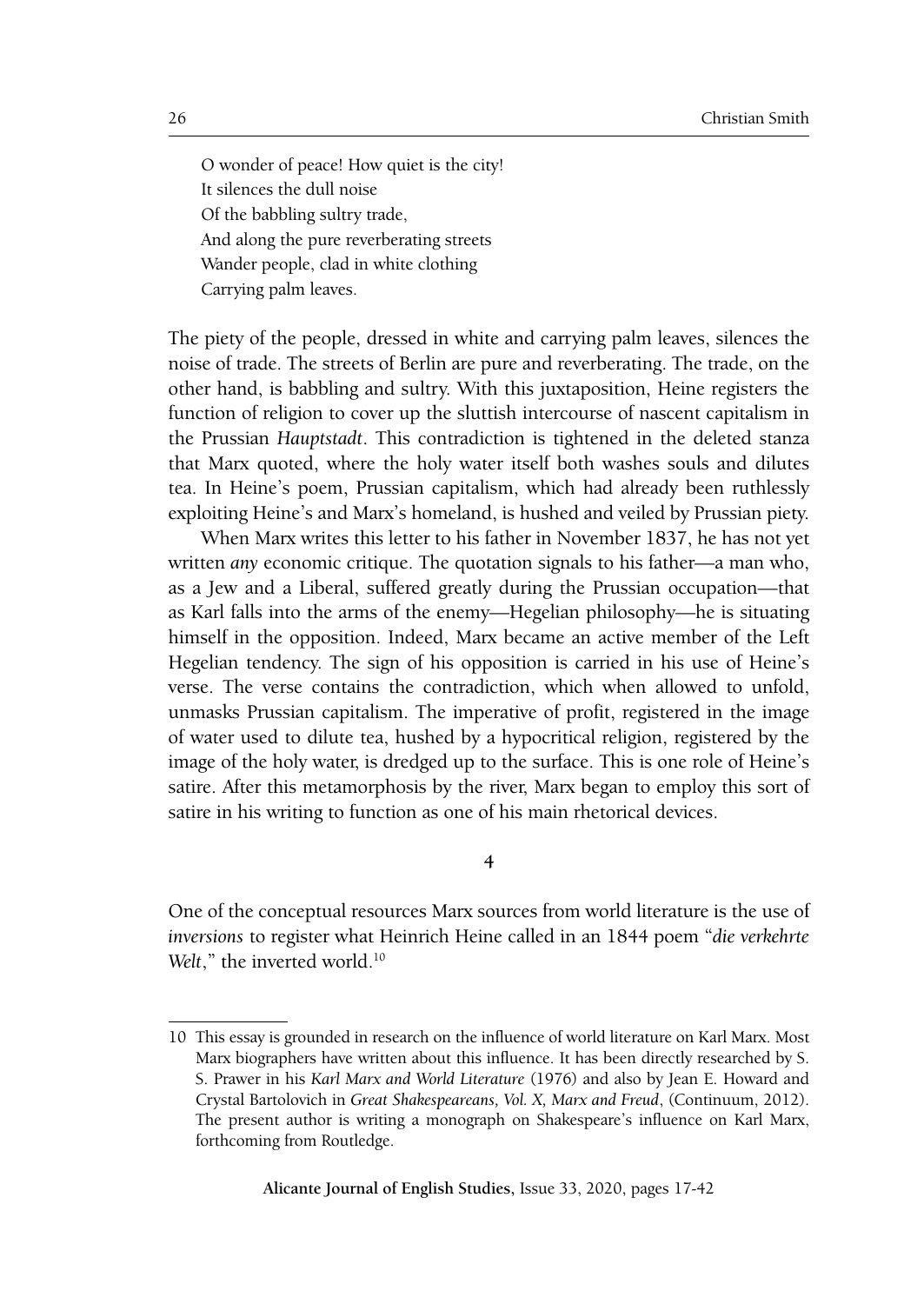O wonder of peace! How quiet is the city!  
It silences the dull noise  
Of the babbling sultry trade,  
And along the pure reverberating streets  
Wander people, clad in white clothing  
Carrying palm leaves.

The piety of the people, dressed in white and carrying palm leaves, silences the noise of trade. The streets of Berlin are pure and reverberating. The trade, on the other hand, is babbling and sultry. With this juxtaposition, Heine registers the function of religion to cover up the sluttish intercourse of nascent capitalism in the Prussian *Hauptstadt*. This contradiction is tightened in the deleted stanza that Marx quoted, where the holy water itself both washes souls and dilutes tea. In Heine's poem, Prussian capitalism, which had already been ruthlessly exploiting Heine's and Marx's homeland, is hushed and veiled by Prussian piety.

When Marx writes this letter to his father in November 1837, he has not yet written *any* economic critique. The quotation signals to his father—a man who, as a Jew and a Liberal, suffered greatly during the Prussian occupation—that as Karl falls into the arms of the enemy—Hegelian philosophy—he is situating himself in the opposition. Indeed, Marx became an active member of the Left Hegelian tendency. The sign of his opposition is carried in his use of Heine's verse. The verse contains the contradiction, which when allowed to unfold, unmasks Prussian capitalism. The imperative of profit, registered in the image of water used to dilute tea, hushed by a hypocritical religion, registered by the image of the holy water, is dredged up to the surface. This is one role of Heine's satire. After this metamorphosis by the river, Marx began to employ this sort of satire in his writing to function as one of his main rhetorical devices.

## 4

One of the conceptual resources Marx sources from world literature is the use of *inversions* to register what Heinrich Heine called in an 1844 poem "*die verkehrte Welt*," the inverted world.[10]

---

10 This essay is grounded in research on the influence of world literature on Karl Marx. Most Marx biographers have written about this influence. It has been directly researched by S. S. Prawer in his *Karl Marx and World Literature* (1976) and also by Jean E. Howard and Crystal Bartolovich in *Great Shakespeareans, Vol. X, Marx and Freud*, (Continuum, 2012). The present author is writing a monograph on Shakespeare's influence on Karl Marx, forthcoming from Routledge.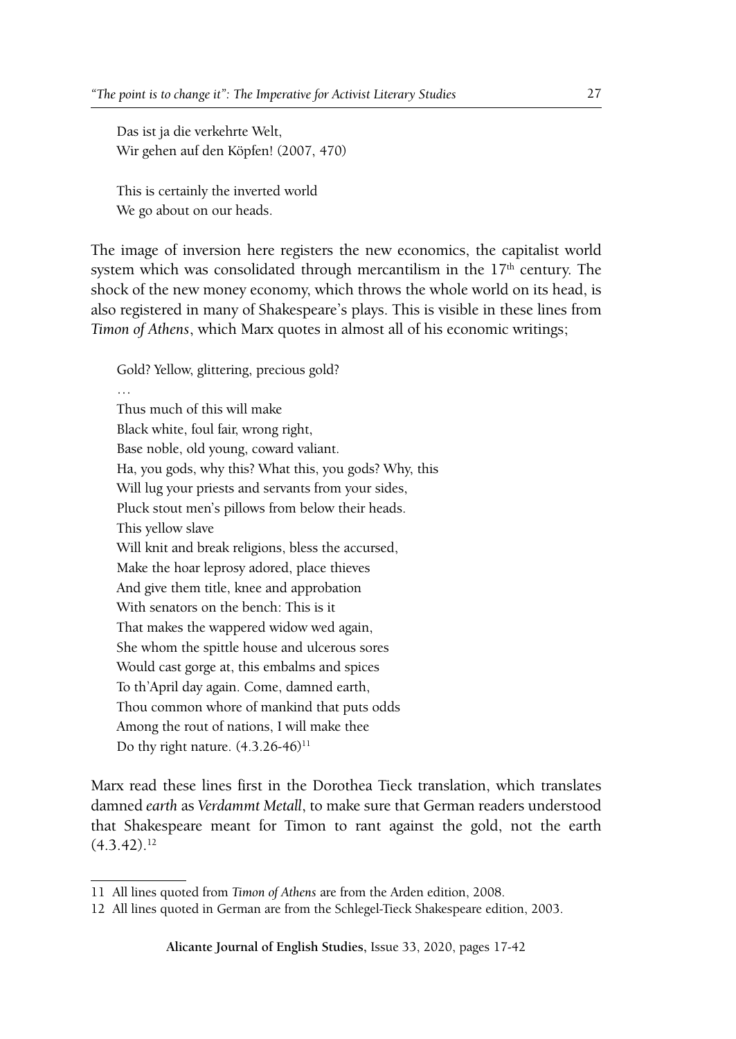Das ist ja die verkehrte Welt,  
Wir gehen auf den Köpfen! (2007, 470)

This is certainly the inverted world  
We go about on our heads.

The image of inversion here registers the new economics, the capitalist world system which was consolidated through mercantilism in the 17th century. The shock of the new money economy, which throws the whole world on its head, is also registered in many of Shakespeare's plays. This is visible in these lines from *Timon of Athens*, which Marx quotes in almost all of his economic writings;

Gold? Yellow, glittering, precious gold?  
…  
Thus much of this will make  
Black white, foul fair, wrong right,  
Base noble, old young, coward valiant.  
Ha, you gods, why this? What this, you gods? Why, this  
Will lug your priests and servants from your sides,  
Pluck stout men's pillows from below their heads.  
This yellow slave  
Will knit and break religions, bless the accursed,  
Make the hoar leprosy adored, place thieves  
And give them title, knee and approbation  
With senators on the bench: This is it  
That makes the wappered widow wed again,  
She whom the spittle house and ulcerous sores  
Would cast gorge at, this embalms and spices  
To th'April day again. Come, damned earth,  
Thou common whore of mankind that puts odds  
Among the rout of nations, I will make thee  
Do thy right nature. (4.3.26-46)[11]

Marx read these lines first in the Dorothea Tieck translation, which translates damned *earth* as *Verdammt Metall*, to make sure that German readers understood that Shakespeare meant for Timon to rant against the gold, not the earth (4.3.42).[12]

---

11 All lines quoted from *Timon of Athens* are from the Arden edition, 2008.

12 All lines quoted in German are from the Schlegel-Tieck Shakespeare edition, 2003.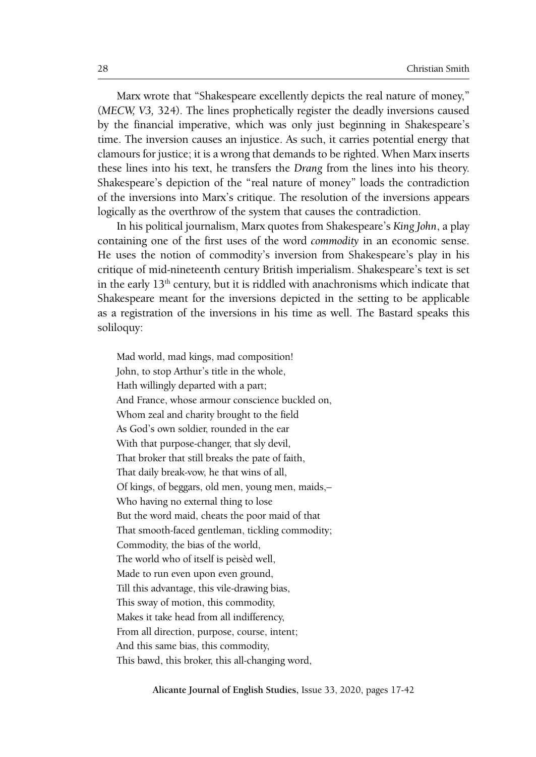Marx wrote that "Shakespeare excellently depicts the real nature of money," (*MECW, V3,* 324). The lines prophetically register the deadly inversions caused by the financial imperative, which was only just beginning in Shakespeare's time. The inversion causes an injustice. As such, it carries potential energy that clamours for justice; it is a wrong that demands to be righted. When Marx inserts these lines into his text, he transfers the *Drang* from the lines into his theory. Shakespeare's depiction of the "real nature of money" loads the contradiction of the inversions into Marx's critique. The resolution of the inversions appears logically as the overthrow of the system that causes the contradiction.

In his political journalism, Marx quotes from Shakespeare's *King John*, a play containing one of the first uses of the word *commodity* in an economic sense. He uses the notion of commodity's inversion from Shakespeare's play in his critique of mid-nineteenth century British imperialism. Shakespeare's text is set in the early 13th century, but it is riddled with anachronisms which indicate that Shakespeare meant for the inversions depicted in the setting to be applicable as a registration of the inversions in his time as well. The Bastard speaks this soliloquy:

> Mad world, mad kings, mad composition!
> John, to stop Arthur's title in the whole,
> Hath willingly departed with a part;
> And France, whose armour conscience buckled on,
> Whom zeal and charity brought to the field
> As God's own soldier, rounded in the ear
> With that purpose-changer, that sly devil,
> That broker that still breaks the pate of faith,
> That daily break-vow, he that wins of all,
> Of kings, of beggars, old men, young men, maids,–
> Who having no external thing to lose
> But the word maid, cheats the poor maid of that
> That smooth-faced gentleman, tickling commodity;
> Commodity, the bias of the world,
> The world who of itself is peisèd well,
> Made to run even upon even ground,
> Till this advantage, this vile-drawing bias,
> This sway of motion, this commodity,
> Makes it take head from all indifferency,
> From all direction, purpose, course, intent;
> And this same bias, this commodity,
> This bawd, this broker, this all-changing word,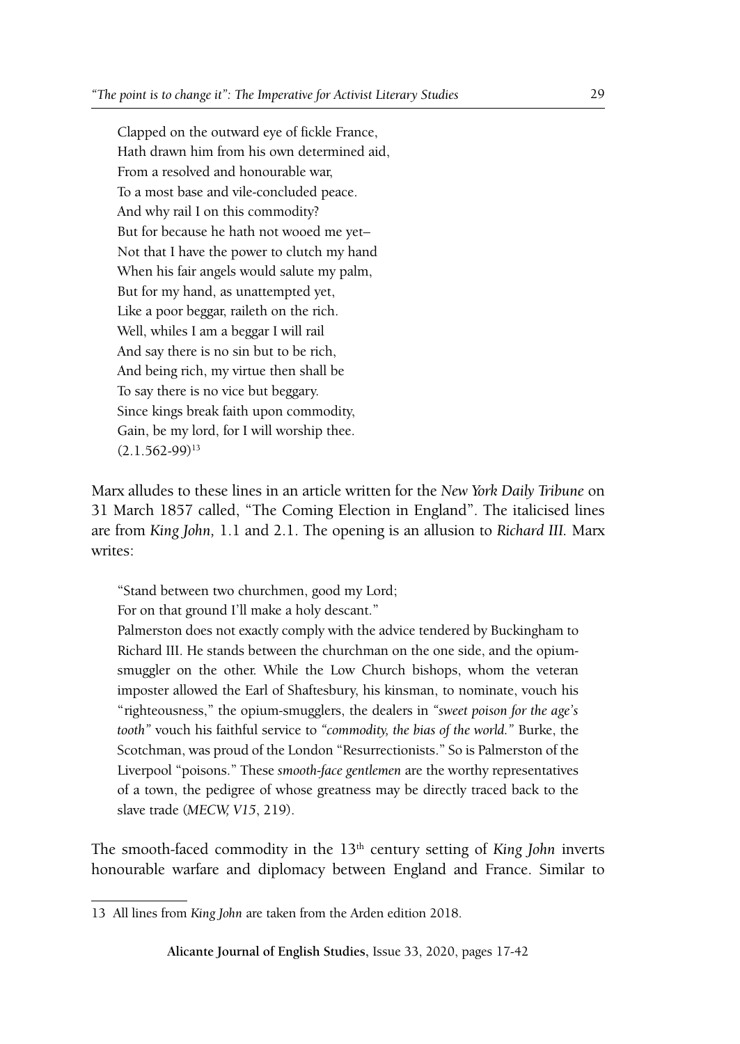> Clapped on the outward eye of fickle France,
> Hath drawn him from his own determined aid,
> From a resolved and honourable war,
> To a most base and vile-concluded peace.
> And why rail I on this commodity?
> But for because he hath not wooed me yet–
> Not that I have the power to clutch my hand
> When his fair angels would salute my palm,
> But for my hand, as unattempted yet,
> Like a poor beggar, raileth on the rich.
> Well, whiles I am a beggar I will rail
> And say there is no sin but to be rich,
> And being rich, my virtue then shall be
> To say there is no vice but beggary.
> Since kings break faith upon commodity,
> Gain, be my lord, for I will worship thee.
> (2.1.562-99)[13]

Marx alludes to these lines in an article written for the *New York Daily Tribune* on 31 March 1857 called, "The Coming Election in England". The italicised lines are from *King John,* 1.1 and 2.1. The opening is an allusion to *Richard III.* Marx writes:

> "Stand between two churchmen, good my Lord;
> For on that ground I'll make a holy descant."
> Palmerston does not exactly comply with the advice tendered by Buckingham to Richard III. He stands between the churchman on the one side, and the opium-smuggler on the other. While the Low Church bishops, whom the veteran imposter allowed the Earl of Shaftesbury, his kinsman, to nominate, vouch his "righteousness," the opium-smugglers, the dealers in *"sweet poison for the age's tooth"* vouch his faithful service to *"commodity, the bias of the world."* Burke, the Scotchman, was proud of the London "Resurrectionists." So is Palmerston of the Liverpool "poisons." These *smooth-face gentlemen* are the worthy representatives of a town, the pedigree of whose greatness may be directly traced back to the slave trade (*MECW, V15*, 219).

The smooth-faced commodity in the 13th century setting of *King John* inverts honourable warfare and diplomacy between England and France. Similar to

13 All lines from *King John* are taken from the Arden edition 2018.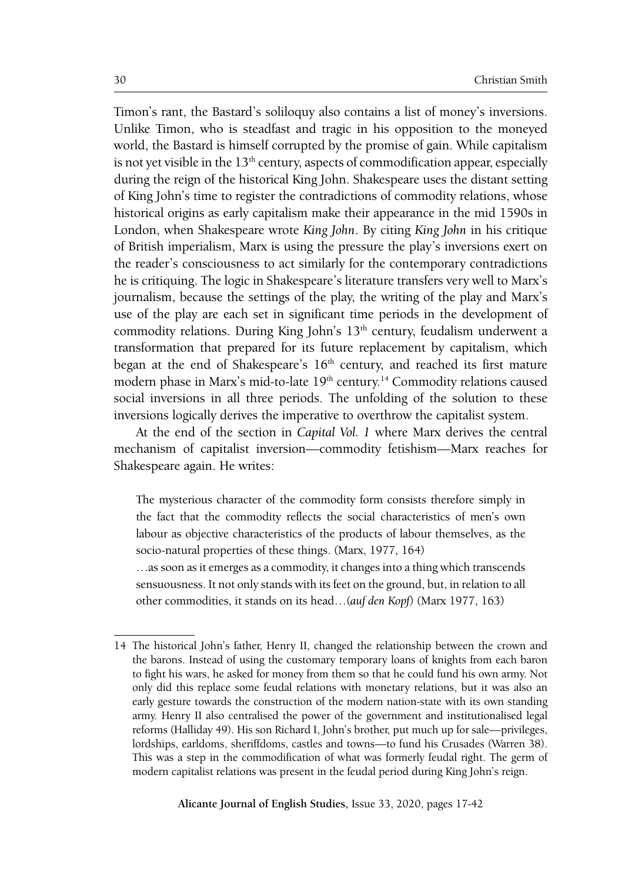Timon's rant, the Bastard's soliloquy also contains a list of money's inversions. Unlike Timon, who is steadfast and tragic in his opposition to the moneyed world, the Bastard is himself corrupted by the promise of gain. While capitalism is not yet visible in the 13th century, aspects of commodification appear, especially during the reign of the historical King John. Shakespeare uses the distant setting of King John's time to register the contradictions of commodity relations, whose historical origins as early capitalism make their appearance in the mid 1590s in London, when Shakespeare wrote *King John*. By citing *King John* in his critique of British imperialism, Marx is using the pressure the play's inversions exert on the reader's consciousness to act similarly for the contemporary contradictions he is critiquing. The logic in Shakespeare's literature transfers very well to Marx's journalism, because the settings of the play, the writing of the play and Marx's use of the play are each set in significant time periods in the development of commodity relations. During King John's 13th century, feudalism underwent a transformation that prepared for its future replacement by capitalism, which began at the end of Shakespeare's 16th century, and reached its first mature modern phase in Marx's mid-to-late 19th century.[14] Commodity relations caused social inversions in all three periods. The unfolding of the solution to these inversions logically derives the imperative to overthrow the capitalist system.

At the end of the section in *Capital Vol. 1* where Marx derives the central mechanism of capitalist inversion—commodity fetishism—Marx reaches for Shakespeare again. He writes:

> The mysterious character of the commodity form consists therefore simply in the fact that the commodity reflects the social characteristics of men's own labour as objective characteristics of the products of labour themselves, as the socio-natural properties of these things. (Marx, 1977, 164)
>
> …as soon as it emerges as a commodity, it changes into a thing which transcends sensuousness. It not only stands with its feet on the ground, but, in relation to all other commodities, it stands on its head…(*auf den Kopf*) (Marx 1977, 163)

---

14 The historical John's father, Henry II, changed the relationship between the crown and the barons. Instead of using the customary temporary loans of knights from each baron to fight his wars, he asked for money from them so that he could fund his own army. Not only did this replace some feudal relations with monetary relations, but it was also an early gesture towards the construction of the modern nation-state with its own standing army. Henry II also centralised the power of the government and institutionalised legal reforms (Halliday 49). His son Richard I, John's brother, put much up for sale—privileges, lordships, earldoms, sheriffdoms, castles and towns—to fund his Crusades (Warren 38). This was a step in the commodification of what was formerly feudal right. The germ of modern capitalist relations was present in the feudal period during King John's reign.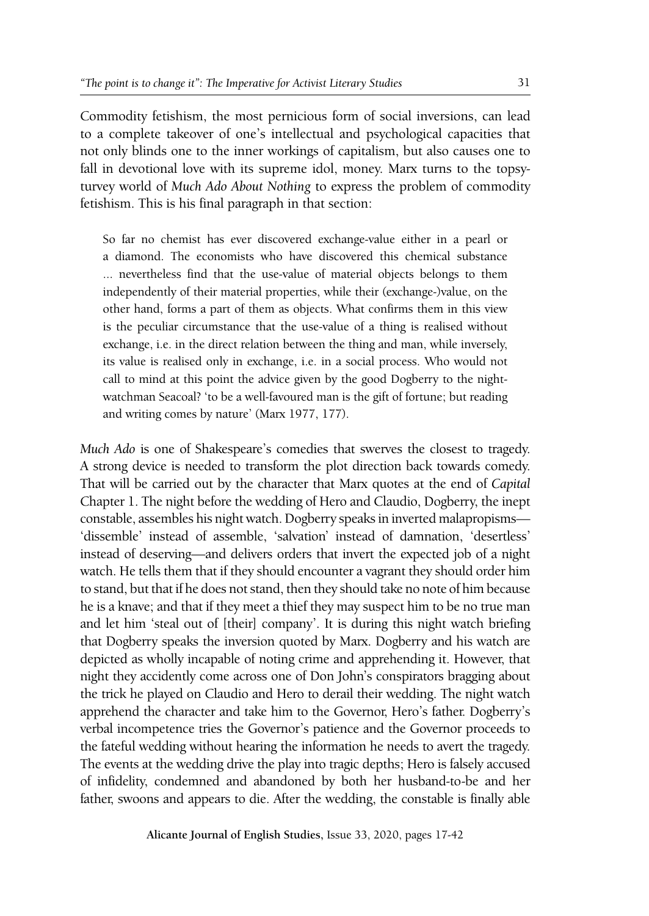Commodity fetishism, the most pernicious form of social inversions, can lead to a complete takeover of one's intellectual and psychological capacities that not only blinds one to the inner workings of capitalism, but also causes one to fall in devotional love with its supreme idol, money. Marx turns to the topsy-turvey world of *Much Ado About Nothing* to express the problem of commodity fetishism. This is his final paragraph in that section:

> So far no chemist has ever discovered exchange-value either in a pearl or a diamond. The economists who have discovered this chemical substance ... nevertheless find that the use-value of material objects belongs to them independently of their material properties, while their (exchange-)value, on the other hand, forms a part of them as objects. What confirms them in this view is the peculiar circumstance that the use-value of a thing is realised without exchange, i.e. in the direct relation between the thing and man, while inversely, its value is realised only in exchange, i.e. in a social process. Who would not call to mind at this point the advice given by the good Dogberry to the night-watchman Seacoal? 'to be a well-favoured man is the gift of fortune; but reading and writing comes by nature' (Marx 1977, 177).

*Much Ado* is one of Shakespeare's comedies that swerves the closest to tragedy. A strong device is needed to transform the plot direction back towards comedy. That will be carried out by the character that Marx quotes at the end of *Capital* Chapter 1. The night before the wedding of Hero and Claudio, Dogberry, the inept constable, assembles his night watch. Dogberry speaks in inverted malapropisms—'dissemble' instead of assemble, 'salvation' instead of damnation, 'desertless' instead of deserving—and delivers orders that invert the expected job of a night watch. He tells them that if they should encounter a vagrant they should order him to stand, but that if he does not stand, then they should take no note of him because he is a knave; and that if they meet a thief they may suspect him to be no true man and let him 'steal out of [their] company'. It is during this night watch briefing that Dogberry speaks the inversion quoted by Marx. Dogberry and his watch are depicted as wholly incapable of noting crime and apprehending it. However, that night they accidently come across one of Don John's conspirators bragging about the trick he played on Claudio and Hero to derail their wedding. The night watch apprehend the character and take him to the Governor, Hero's father. Dogberry's verbal incompetence tries the Governor's patience and the Governor proceeds to the fateful wedding without hearing the information he needs to avert the tragedy. The events at the wedding drive the play into tragic depths; Hero is falsely accused of infidelity, condemned and abandoned by both her husband-to-be and her father, swoons and appears to die. After the wedding, the constable is finally able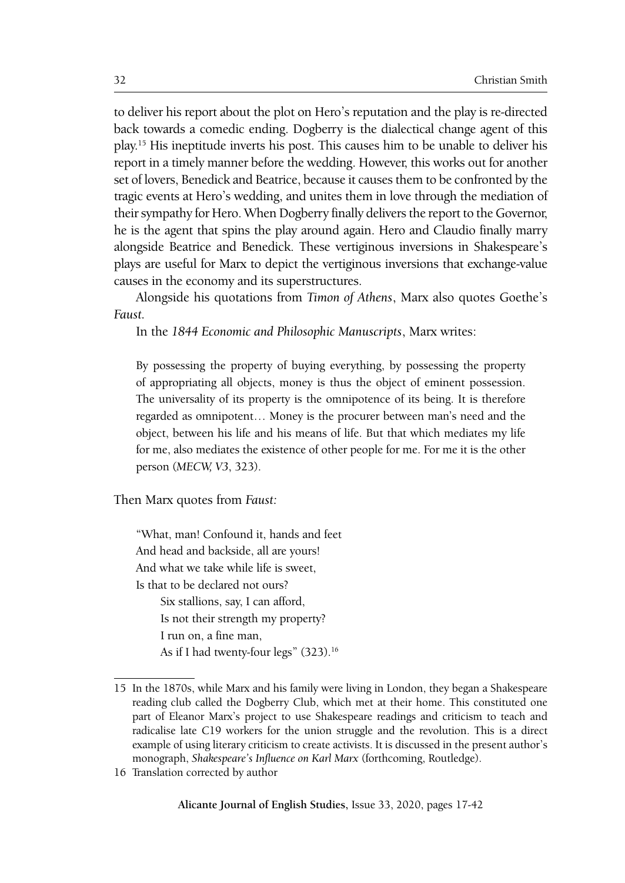to deliver his report about the plot on Hero's reputation and the play is re-directed back towards a comedic ending. Dogberry is the dialectical change agent of this play.[15] His ineptitude inverts his post. This causes him to be unable to deliver his report in a timely manner before the wedding. However, this works out for another set of lovers, Benedick and Beatrice, because it causes them to be confronted by the tragic events at Hero's wedding, and unites them in love through the mediation of their sympathy for Hero. When Dogberry finally delivers the report to the Governor, he is the agent that spins the play around again. Hero and Claudio finally marry alongside Beatrice and Benedick. These vertiginous inversions in Shakespeare's plays are useful for Marx to depict the vertiginous inversions that exchange-value causes in the economy and its superstructures.

Alongside his quotations from *Timon of Athens*, Marx also quotes Goethe's *Faust*.

In the *1844 Economic and Philosophic Manuscripts*, Marx writes:

> By possessing the property of buying everything, by possessing the property of appropriating all objects, money is thus the object of eminent possession. The universality of its property is the omnipotence of its being. It is therefore regarded as omnipotent… Money is the procurer between man's need and the object, between his life and his means of life. But that which mediates my life for me, also mediates the existence of other people for me. For me it is the other person (*MECW, V3*, 323).

Then Marx quotes from *Faust:*

> "What, man! Confound it, hands and feet
> And head and backside, all are yours!
> And what we take while life is sweet,
> Is that to be declared not ours?
>     Six stallions, say, I can afford,
>     Is not their strength my property?
>     I run on, a fine man,
>     As if I had twenty-four legs" (323).[16]

15 In the 1870s, while Marx and his family were living in London, they began a Shakespeare reading club called the Dogberry Club, which met at their home. This constituted one part of Eleanor Marx's project to use Shakespeare readings and criticism to teach and radicalise late C19 workers for the union struggle and the revolution. This is a direct example of using literary criticism to create activists. It is discussed in the present author's monograph, *Shakespeare's Influence on Karl Marx* (forthcoming, Routledge).

16 Translation corrected by author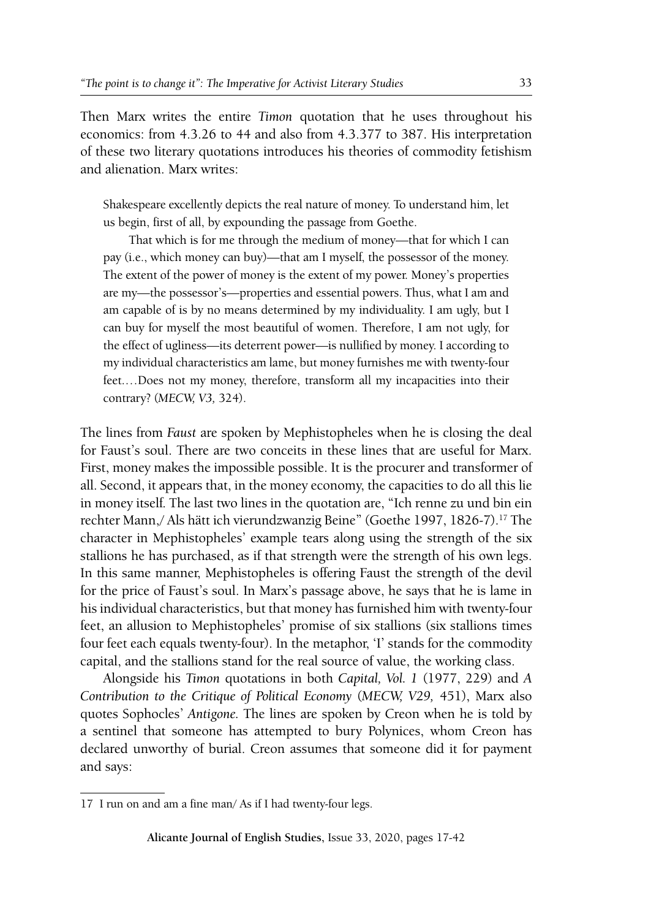Then Marx writes the entire *Timon* quotation that he uses throughout his economics: from 4.3.26 to 44 and also from 4.3.377 to 387. His interpretation of these two literary quotations introduces his theories of commodity fetishism and alienation. Marx writes:

> Shakespeare excellently depicts the real nature of money. To understand him, let us begin, first of all, by expounding the passage from Goethe.
>
> That which is for me through the medium of money—that for which I can pay (i.e., which money can buy)—that am I myself, the possessor of the money. The extent of the power of money is the extent of my power. Money's properties are my—the possessor's—properties and essential powers. Thus, what I am and am capable of is by no means determined by my individuality. I am ugly, but I can buy for myself the most beautiful of women. Therefore, I am not ugly, for the effect of ugliness—its deterrent power—is nullified by money. I according to my individual characteristics am lame, but money furnishes me with twenty-four feet.…Does not my money, therefore, transform all my incapacities into their contrary? (*MECW, V3,* 324).

The lines from *Faust* are spoken by Mephistopheles when he is closing the deal for Faust's soul. There are two conceits in these lines that are useful for Marx. First, money makes the impossible possible. It is the procurer and transformer of all. Second, it appears that, in the money economy, the capacities to do all this lie in money itself. The last two lines in the quotation are, "Ich renne zu und bin ein rechter Mann,/ Als hätt ich vierundzwanzig Beine" (Goethe 1997, 1826-7).[17] The character in Mephistopheles' example tears along using the strength of the six stallions he has purchased, as if that strength were the strength of his own legs. In this same manner, Mephistopheles is offering Faust the strength of the devil for the price of Faust's soul. In Marx's passage above, he says that he is lame in his individual characteristics, but that money has furnished him with twenty-four feet, an allusion to Mephistopheles' promise of six stallions (six stallions times four feet each equals twenty-four). In the metaphor, 'I' stands for the commodity capital, and the stallions stand for the real source of value, the working class.

Alongside his *Timon* quotations in both *Capital, Vol. 1* (1977, 229) and *A Contribution to the Critique of Political Economy* (*MECW, V29,* 451), Marx also quotes Sophocles' *Antigone.* The lines are spoken by Creon when he is told by a sentinel that someone has attempted to bury Polynices, whom Creon has declared unworthy of burial. Creon assumes that someone did it for payment and says:

---

17 I run on and am a fine man/ As if I had twenty-four legs.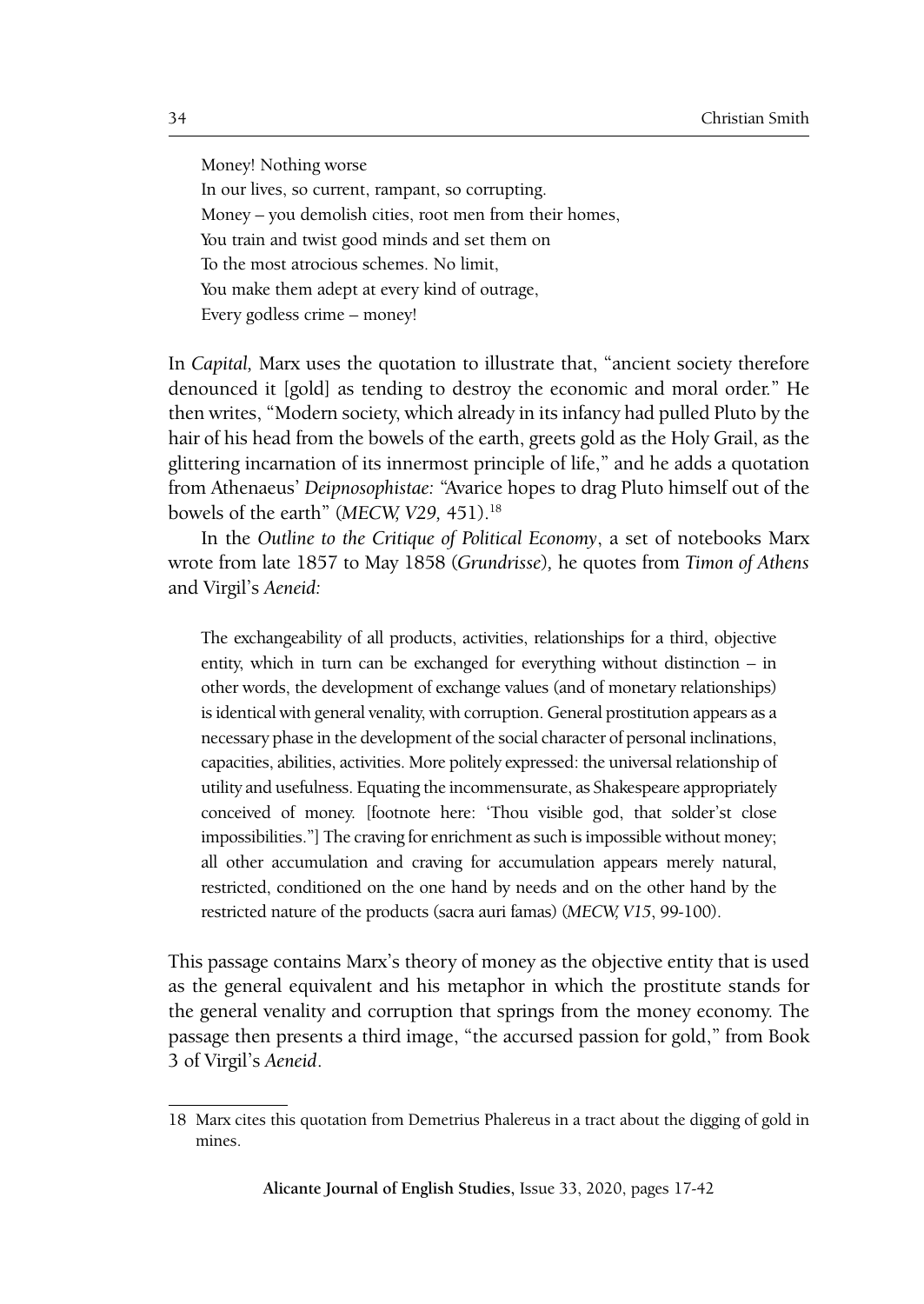Money! Nothing worse  
In our lives, so current, rampant, so corrupting.  
Money – you demolish cities, root men from their homes,  
You train and twist good minds and set them on  
To the most atrocious schemes. No limit,  
You make them adept at every kind of outrage,  
Every godless crime – money!

In *Capital,* Marx uses the quotation to illustrate that, "ancient society therefore denounced it [gold] as tending to destroy the economic and moral order." He then writes, "Modern society, which already in its infancy had pulled Pluto by the hair of his head from the bowels of the earth, greets gold as the Holy Grail, as the glittering incarnation of its innermost principle of life," and he adds a quotation from Athenaeus' *Deipnosophistae:* "Avarice hopes to drag Pluto himself out of the bowels of the earth" (*MECW, V29,* 451).[18]

In the *Outline to the Critique of Political Economy*, a set of notebooks Marx wrote from late 1857 to May 1858 (*Grundrisse*)*,* he quotes from *Timon of Athens* and Virgil's *Aeneid:*

> The exchangeability of all products, activities, relationships for a third, objective entity, which in turn can be exchanged for everything without distinction – in other words, the development of exchange values (and of monetary relationships) is identical with general venality, with corruption. General prostitution appears as a necessary phase in the development of the social character of personal inclinations, capacities, abilities, activities. More politely expressed: the universal relationship of utility and usefulness. Equating the incommensurate, as Shakespeare appropriately conceived of money. [footnote here: 'Thou visible god, that solder'st close impossibilities."] The craving for enrichment as such is impossible without money; all other accumulation and craving for accumulation appears merely natural, restricted, conditioned on the one hand by needs and on the other hand by the restricted nature of the products (sacra auri famas) (*MECW, V15*, 99-100).

This passage contains Marx's theory of money as the objective entity that is used as the general equivalent and his metaphor in which the prostitute stands for the general venality and corruption that springs from the money economy. The passage then presents a third image, "the accursed passion for gold," from Book 3 of Virgil's *Aeneid*.

---

18 Marx cites this quotation from Demetrius Phalereus in a tract about the digging of gold in mines.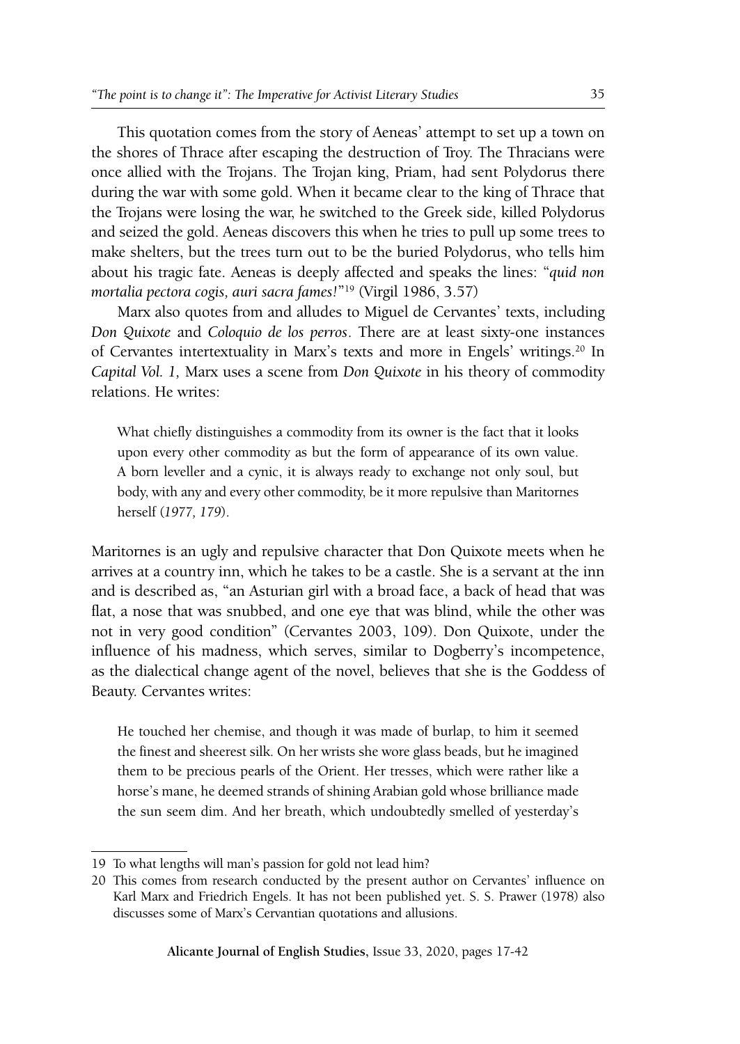This quotation comes from the story of Aeneas' attempt to set up a town on the shores of Thrace after escaping the destruction of Troy. The Thracians were once allied with the Trojans. The Trojan king, Priam, had sent Polydorus there during the war with some gold. When it became clear to the king of Thrace that the Trojans were losing the war, he switched to the Greek side, killed Polydorus and seized the gold. Aeneas discovers this when he tries to pull up some trees to make shelters, but the trees turn out to be the buried Polydorus, who tells him about his tragic fate. Aeneas is deeply affected and speaks the lines: "*quid non mortalia pectora cogis, auri sacra fames!*"[19] (Virgil 1986, 3.57)

Marx also quotes from and alludes to Miguel de Cervantes' texts, including *Don Quixote* and *Coloquio de los perros*. There are at least sixty-one instances of Cervantes intertextuality in Marx's texts and more in Engels' writings.[20] In *Capital Vol. 1,* Marx uses a scene from *Don Quixote* in his theory of commodity relations. He writes:

> What chiefly distinguishes a commodity from its owner is the fact that it looks upon every other commodity as but the form of appearance of its own value. A born leveller and a cynic, it is always ready to exchange not only soul, but body, with any and every other commodity, be it more repulsive than Maritornes herself (*1977, 179*).

Maritornes is an ugly and repulsive character that Don Quixote meets when he arrives at a country inn, which he takes to be a castle. She is a servant at the inn and is described as, "an Asturian girl with a broad face, a back of head that was flat, a nose that was snubbed, and one eye that was blind, while the other was not in very good condition" (Cervantes 2003, 109). Don Quixote, under the influence of his madness, which serves, similar to Dogberry's incompetence, as the dialectical change agent of the novel, believes that she is the Goddess of Beauty. Cervantes writes:

> He touched her chemise, and though it was made of burlap, to him it seemed the finest and sheerest silk. On her wrists she wore glass beads, but he imagined them to be precious pearls of the Orient. Her tresses, which were rather like a horse's mane, he deemed strands of shining Arabian gold whose brilliance made the sun seem dim. And her breath, which undoubtedly smelled of yesterday's

---

19 To what lengths will man's passion for gold not lead him?

20 This comes from research conducted by the present author on Cervantes' influence on Karl Marx and Friedrich Engels. It has not been published yet. S. S. Prawer (1978) also discusses some of Marx's Cervantian quotations and allusions.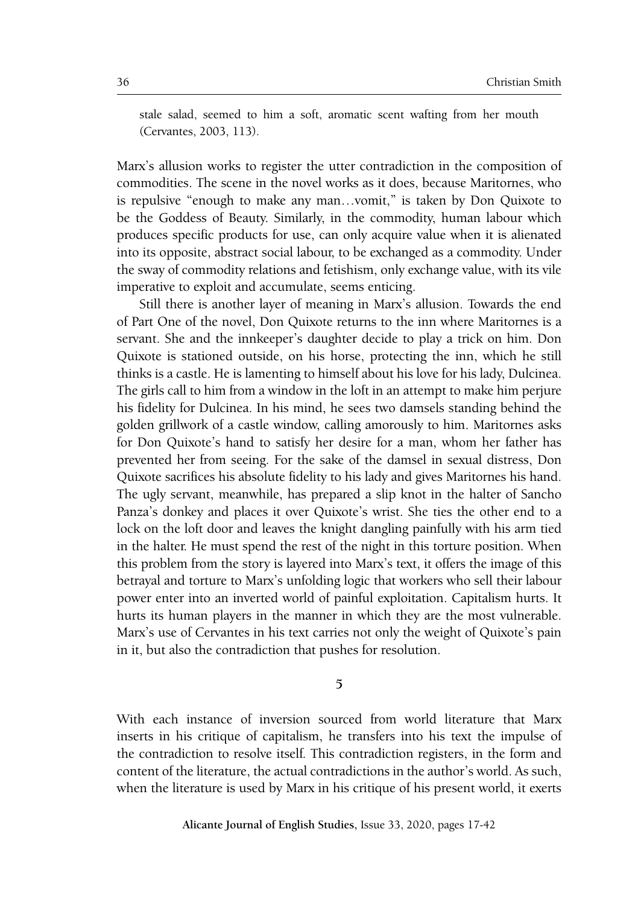stale salad, seemed to him a soft, aromatic scent wafting from her mouth (Cervantes, 2003, 113).

Marx's allusion works to register the utter contradiction in the composition of commodities. The scene in the novel works as it does, because Maritornes, who is repulsive "enough to make any man…vomit," is taken by Don Quixote to be the Goddess of Beauty. Similarly, in the commodity, human labour which produces specific products for use, can only acquire value when it is alienated into its opposite, abstract social labour, to be exchanged as a commodity. Under the sway of commodity relations and fetishism, only exchange value, with its vile imperative to exploit and accumulate, seems enticing.

Still there is another layer of meaning in Marx's allusion. Towards the end of Part One of the novel, Don Quixote returns to the inn where Maritornes is a servant. She and the innkeeper's daughter decide to play a trick on him. Don Quixote is stationed outside, on his horse, protecting the inn, which he still thinks is a castle. He is lamenting to himself about his love for his lady, Dulcinea. The girls call to him from a window in the loft in an attempt to make him perjure his fidelity for Dulcinea. In his mind, he sees two damsels standing behind the golden grillwork of a castle window, calling amorously to him. Maritornes asks for Don Quixote's hand to satisfy her desire for a man, whom her father has prevented her from seeing. For the sake of the damsel in sexual distress, Don Quixote sacrifices his absolute fidelity to his lady and gives Maritornes his hand. The ugly servant, meanwhile, has prepared a slip knot in the halter of Sancho Panza's donkey and places it over Quixote's wrist. She ties the other end to a lock on the loft door and leaves the knight dangling painfully with his arm tied in the halter. He must spend the rest of the night in this torture position. When this problem from the story is layered into Marx's text, it offers the image of this betrayal and torture to Marx's unfolding logic that workers who sell their labour power enter into an inverted world of painful exploitation. Capitalism hurts. It hurts its human players in the manner in which they are the most vulnerable. Marx's use of Cervantes in his text carries not only the weight of Quixote's pain in it, but also the contradiction that pushes for resolution.

## 5

With each instance of inversion sourced from world literature that Marx inserts in his critique of capitalism, he transfers into his text the impulse of the contradiction to resolve itself. This contradiction registers, in the form and content of the literature, the actual contradictions in the author's world. As such, when the literature is used by Marx in his critique of his present world, it exerts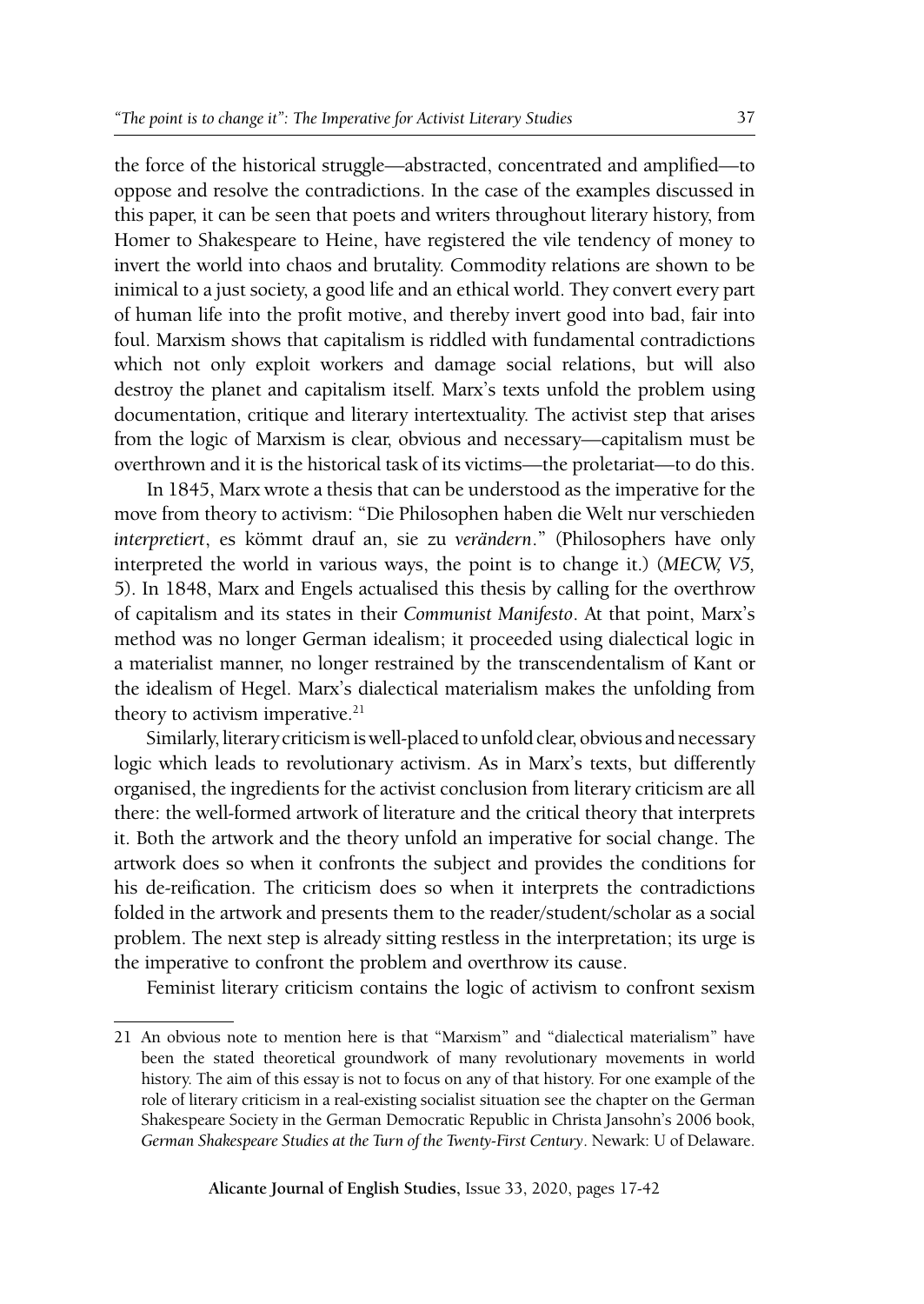the force of the historical struggle—abstracted, concentrated and amplified—to oppose and resolve the contradictions. In the case of the examples discussed in this paper, it can be seen that poets and writers throughout literary history, from Homer to Shakespeare to Heine, have registered the vile tendency of money to invert the world into chaos and brutality. Commodity relations are shown to be inimical to a just society, a good life and an ethical world. They convert every part of human life into the profit motive, and thereby invert good into bad, fair into foul. Marxism shows that capitalism is riddled with fundamental contradictions which not only exploit workers and damage social relations, but will also destroy the planet and capitalism itself. Marx's texts unfold the problem using documentation, critique and literary intertextuality. The activist step that arises from the logic of Marxism is clear, obvious and necessary—capitalism must be overthrown and it is the historical task of its victims—the proletariat—to do this.

In 1845, Marx wrote a thesis that can be understood as the imperative for the move from theory to activism: "Die Philosophen haben die Welt nur verschieden *interpretiert*, es kömmt drauf an, sie zu *verändern*." (Philosophers have only interpreted the world in various ways, the point is to change it.) (*MECW, V5,* 5). In 1848, Marx and Engels actualised this thesis by calling for the overthrow of capitalism and its states in their *Communist Manifesto*. At that point, Marx's method was no longer German idealism; it proceeded using dialectical logic in a materialist manner, no longer restrained by the transcendentalism of Kant or the idealism of Hegel. Marx's dialectical materialism makes the unfolding from theory to activism imperative.[21]

Similarly, literary criticism is well-placed to unfold clear, obvious and necessary logic which leads to revolutionary activism. As in Marx's texts, but differently organised, the ingredients for the activist conclusion from literary criticism are all there: the well-formed artwork of literature and the critical theory that interprets it. Both the artwork and the theory unfold an imperative for social change. The artwork does so when it confronts the subject and provides the conditions for his de-reification. The criticism does so when it interprets the contradictions folded in the artwork and presents them to the reader/student/scholar as a social problem. The next step is already sitting restless in the interpretation; its urge is the imperative to confront the problem and overthrow its cause.

Feminist literary criticism contains the logic of activism to confront sexism

---

21 An obvious note to mention here is that "Marxism" and "dialectical materialism" have been the stated theoretical groundwork of many revolutionary movements in world history. The aim of this essay is not to focus on any of that history. For one example of the role of literary criticism in a real-existing socialist situation see the chapter on the German Shakespeare Society in the German Democratic Republic in Christa Jansohn's 2006 book, *German Shakespeare Studies at the Turn of the Twenty-First Century*. Newark: U of Delaware.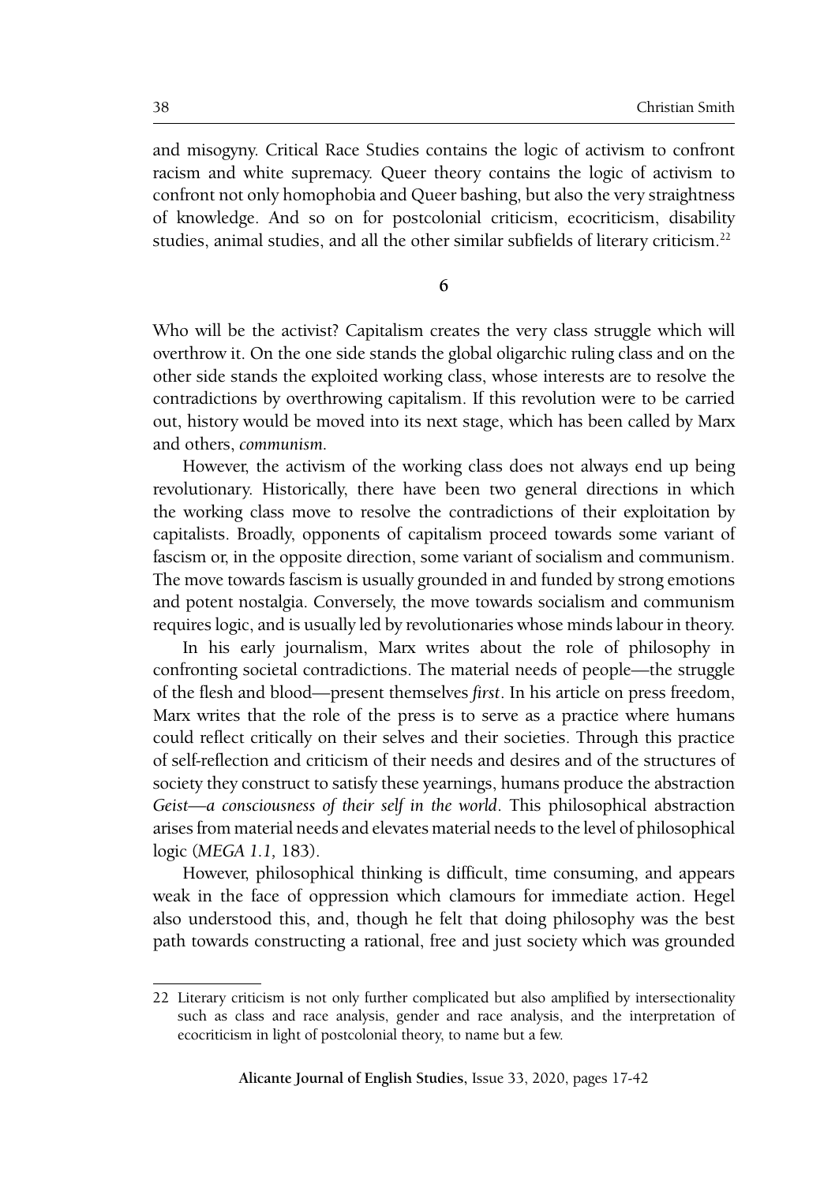and misogyny. Critical Race Studies contains the logic of activism to confront racism and white supremacy. Queer theory contains the logic of activism to confront not only homophobia and Queer bashing, but also the very straightness of knowledge. And so on for postcolonial criticism, ecocriticism, disability studies, animal studies, and all the other similar subfields of literary criticism.[22]

## 6

Who will be the activist? Capitalism creates the very class struggle which will overthrow it. On the one side stands the global oligarchic ruling class and on the other side stands the exploited working class, whose interests are to resolve the contradictions by overthrowing capitalism. If this revolution were to be carried out, history would be moved into its next stage, which has been called by Marx and others, *communism*.

However, the activism of the working class does not always end up being revolutionary. Historically, there have been two general directions in which the working class move to resolve the contradictions of their exploitation by capitalists. Broadly, opponents of capitalism proceed towards some variant of fascism or, in the opposite direction, some variant of socialism and communism. The move towards fascism is usually grounded in and funded by strong emotions and potent nostalgia. Conversely, the move towards socialism and communism requires logic, and is usually led by revolutionaries whose minds labour in theory.

In his early journalism, Marx writes about the role of philosophy in confronting societal contradictions. The material needs of people—the struggle of the flesh and blood—present themselves *first*. In his article on press freedom, Marx writes that the role of the press is to serve as a practice where humans could reflect critically on their selves and their societies. Through this practice of self-reflection and criticism of their needs and desires and of the structures of society they construct to satisfy these yearnings, humans produce the abstraction *Geist—a consciousness of their self in the world*. This philosophical abstraction arises from material needs and elevates material needs to the level of philosophical logic (*MEGA 1.1*, 183).

However, philosophical thinking is difficult, time consuming, and appears weak in the face of oppression which clamours for immediate action. Hegel also understood this, and, though he felt that doing philosophy was the best path towards constructing a rational, free and just society which was grounded

22 Literary criticism is not only further complicated but also amplified by intersectionality such as class and race analysis, gender and race analysis, and the interpretation of ecocriticism in light of postcolonial theory, to name but a few.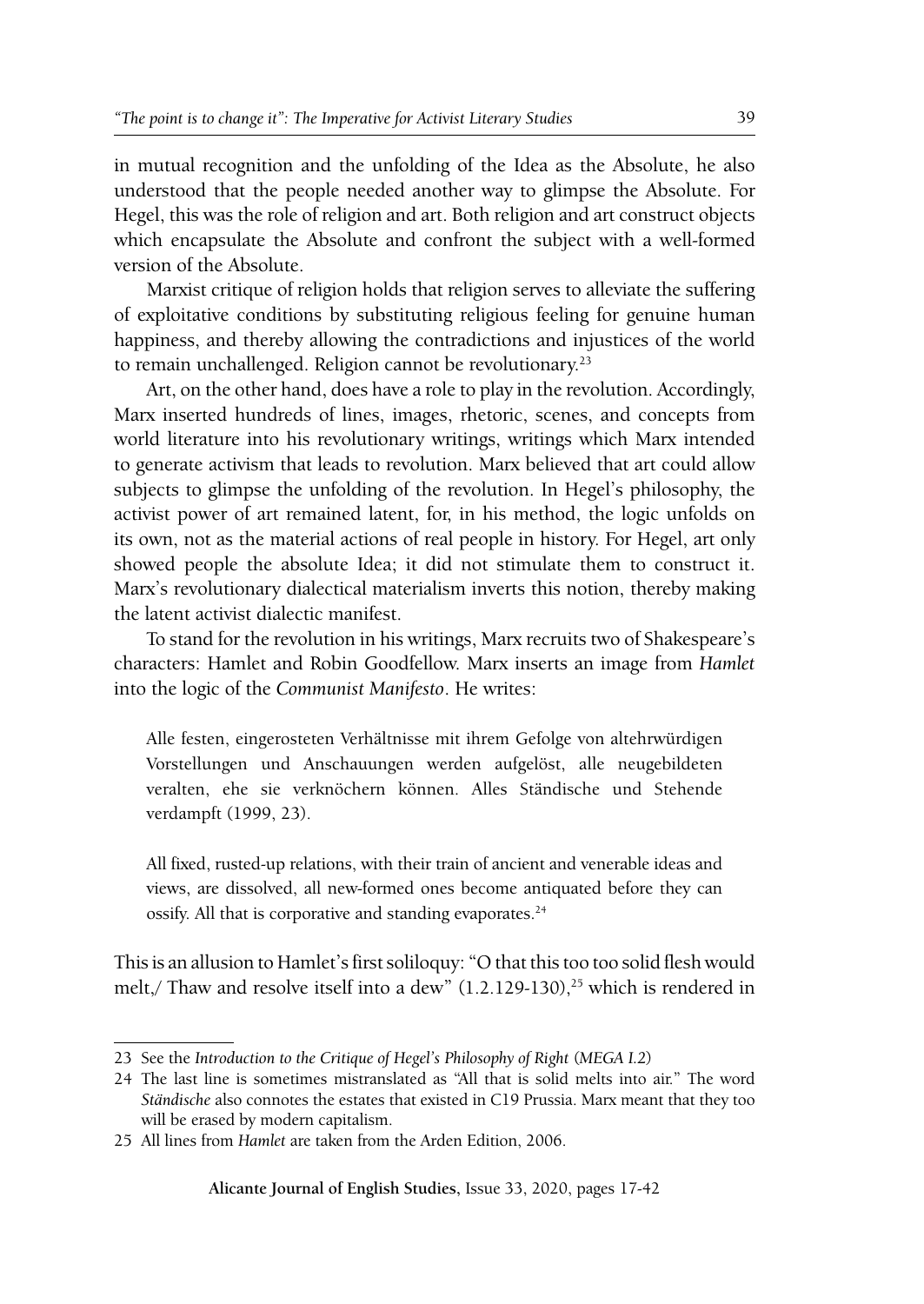in mutual recognition and the unfolding of the Idea as the Absolute, he also understood that the people needed another way to glimpse the Absolute. For Hegel, this was the role of religion and art. Both religion and art construct objects which encapsulate the Absolute and confront the subject with a well-formed version of the Absolute.

Marxist critique of religion holds that religion serves to alleviate the suffering of exploitative conditions by substituting religious feeling for genuine human happiness, and thereby allowing the contradictions and injustices of the world to remain unchallenged. Religion cannot be revolutionary.[23]

Art, on the other hand, does have a role to play in the revolution. Accordingly, Marx inserted hundreds of lines, images, rhetoric, scenes, and concepts from world literature into his revolutionary writings, writings which Marx intended to generate activism that leads to revolution. Marx believed that art could allow subjects to glimpse the unfolding of the revolution. In Hegel's philosophy, the activist power of art remained latent, for, in his method, the logic unfolds on its own, not as the material actions of real people in history. For Hegel, art only showed people the absolute Idea; it did not stimulate them to construct it. Marx's revolutionary dialectical materialism inverts this notion, thereby making the latent activist dialectic manifest.

To stand for the revolution in his writings, Marx recruits two of Shakespeare's characters: Hamlet and Robin Goodfellow. Marx inserts an image from *Hamlet* into the logic of the *Communist Manifesto*. He writes:

> Alle festen, eingerosteten Verhältnisse mit ihrem Gefolge von altehrwürdigen Vorstellungen und Anschauungen werden aufgelöst, alle neugebildeten veralten, ehe sie verknöchern können. Alles Ständische und Stehende verdampft (1999, 23).

> All fixed, rusted-up relations, with their train of ancient and venerable ideas and views, are dissolved, all new-formed ones become antiquated before they can ossify. All that is corporative and standing evaporates.[24]

This is an allusion to Hamlet's first soliloquy: "O that this too too solid flesh would melt,/ Thaw and resolve itself into a dew" (1.2.129-130),[25] which is rendered in

---

23 See the *Introduction to the Critique of Hegel's Philosophy of Right* (*MEGA I.2*)

24 The last line is sometimes mistranslated as "All that is solid melts into air." The word *Ständische* also connotes the estates that existed in C19 Prussia. Marx meant that they too will be erased by modern capitalism.

25 All lines from *Hamlet* are taken from the Arden Edition, 2006.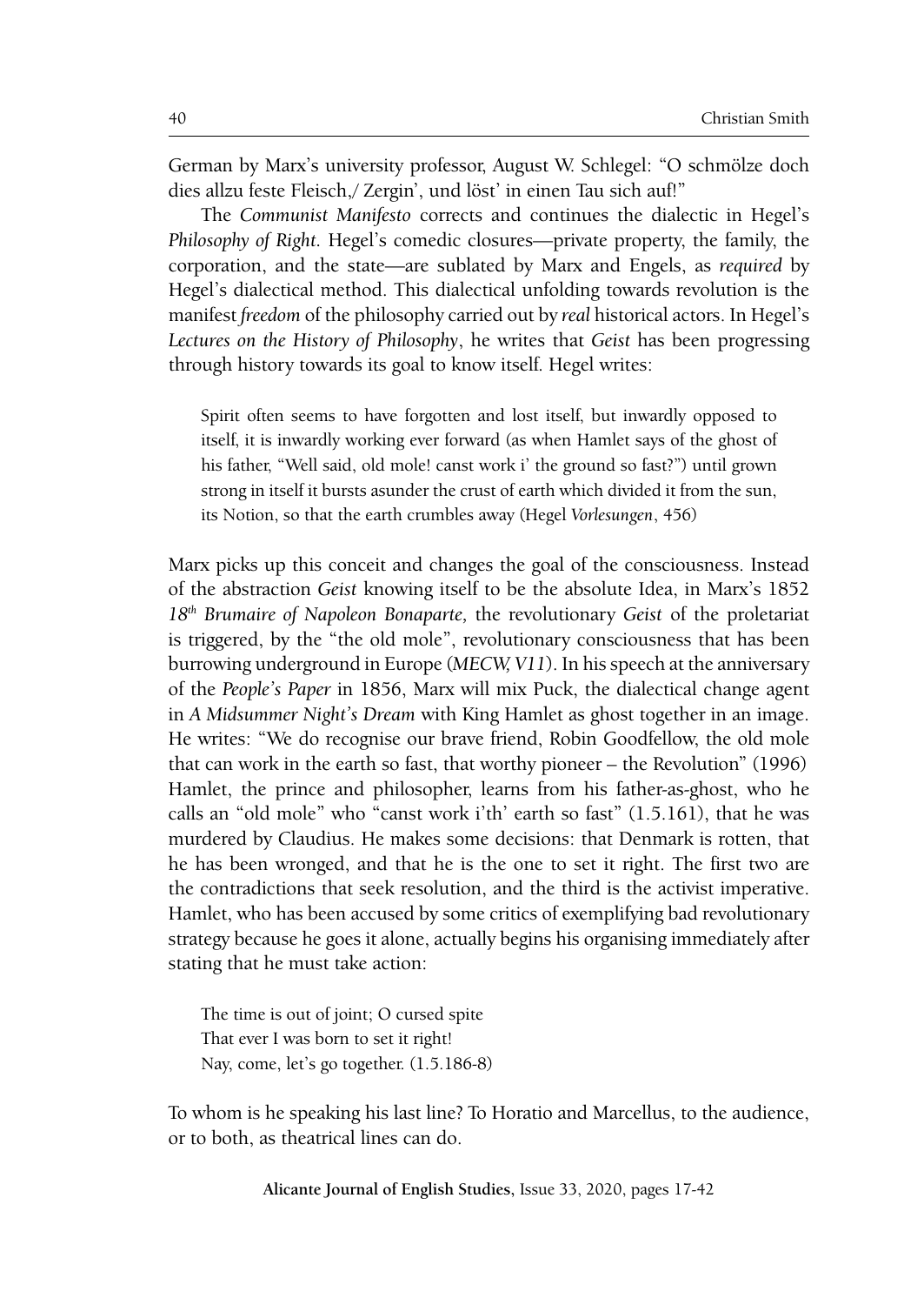German by Marx's university professor, August W. Schlegel: "O schmölze doch dies allzu feste Fleisch,/ Zergin', und löst' in einen Tau sich auf!"

The *Communist Manifesto* corrects and continues the dialectic in Hegel's *Philosophy of Right*. Hegel's comedic closures—private property, the family, the corporation, and the state—are sublated by Marx and Engels, as *required* by Hegel's dialectical method. This dialectical unfolding towards revolution is the manifest *freedom* of the philosophy carried out by *real* historical actors. In Hegel's *Lectures on the History of Philosophy*, he writes that *Geist* has been progressing through history towards its goal to know itself. Hegel writes:

> Spirit often seems to have forgotten and lost itself, but inwardly opposed to itself, it is inwardly working ever forward (as when Hamlet says of the ghost of his father, "Well said, old mole! canst work i' the ground so fast?") until grown strong in itself it bursts asunder the crust of earth which divided it from the sun, its Notion, so that the earth crumbles away (Hegel *Vorlesungen*, 456)

Marx picks up this conceit and changes the goal of the consciousness. Instead of the abstraction *Geist* knowing itself to be the absolute Idea, in Marx's 1852 *18th Brumaire of Napoleon Bonaparte,* the revolutionary *Geist* of the proletariat is triggered, by the "the old mole", revolutionary consciousness that has been burrowing underground in Europe (*MECW, V11*). In his speech at the anniversary of the *People's Paper* in 1856, Marx will mix Puck, the dialectical change agent in *A Midsummer Night's Dream* with King Hamlet as ghost together in an image. He writes: "We do recognise our brave friend, Robin Goodfellow, the old mole that can work in the earth so fast, that worthy pioneer – the Revolution" (1996) Hamlet, the prince and philosopher, learns from his father-as-ghost, who he calls an "old mole" who "canst work i'th' earth so fast" (1.5.161), that he was murdered by Claudius. He makes some decisions: that Denmark is rotten, that he has been wronged, and that he is the one to set it right. The first two are the contradictions that seek resolution, and the third is the activist imperative. Hamlet, who has been accused by some critics of exemplifying bad revolutionary strategy because he goes it alone, actually begins his organising immediately after stating that he must take action:

> The time is out of joint; O cursed spite
> That ever I was born to set it right!
> Nay, come, let's go together. (1.5.186-8)

To whom is he speaking his last line? To Horatio and Marcellus, to the audience, or to both, as theatrical lines can do.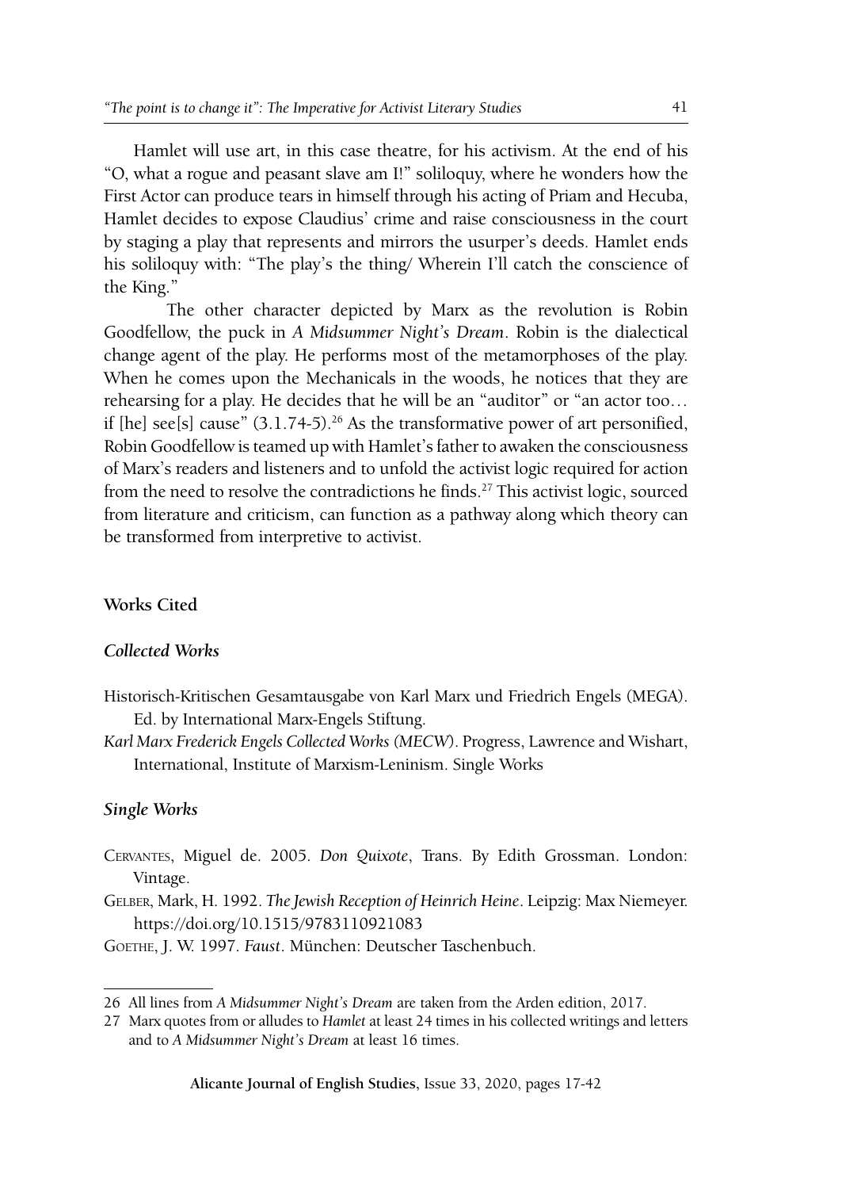Hamlet will use art, in this case theatre, for his activism. At the end of his "O, what a rogue and peasant slave am I!" soliloquy, where he wonders how the First Actor can produce tears in himself through his acting of Priam and Hecuba, Hamlet decides to expose Claudius' crime and raise consciousness in the court by staging a play that represents and mirrors the usurper's deeds. Hamlet ends his soliloquy with: "The play's the thing/ Wherein I'll catch the conscience of the King."

The other character depicted by Marx as the revolution is Robin Goodfellow, the puck in *A Midsummer Night's Dream*. Robin is the dialectical change agent of the play. He performs most of the metamorphoses of the play. When he comes upon the Mechanicals in the woods, he notices that they are rehearsing for a play. He decides that he will be an "auditor" or "an actor too… if [he] see[s] cause" (3.1.74-5).[26] As the transformative power of art personified, Robin Goodfellow is teamed up with Hamlet's father to awaken the consciousness of Marx's readers and listeners and to unfold the activist logic required for action from the need to resolve the contradictions he finds.[27] This activist logic, sourced from literature and criticism, can function as a pathway along which theory can be transformed from interpretive to activist.

## Works Cited

### *Collected Works*

Historisch-Kritischen Gesamtausgabe von Karl Marx und Friedrich Engels (MEGA). Ed. by International Marx-Engels Stiftung.

*Karl Marx Frederick Engels Collected Works (MECW)*. Progress, Lawrence and Wishart, International, Institute of Marxism-Leninism. Single Works

### *Single Works*

Cervantes, Miguel de. 2005. *Don Quixote*, Trans. By Edith Grossman. London: Vintage.

Gelber, Mark, H. 1992. *The Jewish Reception of Heinrich Heine*. Leipzig: Max Niemeyer. https://doi.org/10.1515/9783110921083

Goethe, J. W. 1997. *Faust*. München: Deutscher Taschenbuch.

---

26 All lines from *A Midsummer Night's Dream* are taken from the Arden edition, 2017.

27 Marx quotes from or alludes to *Hamlet* at least 24 times in his collected writings and letters and to *A Midsummer Night's Dream* at least 16 times.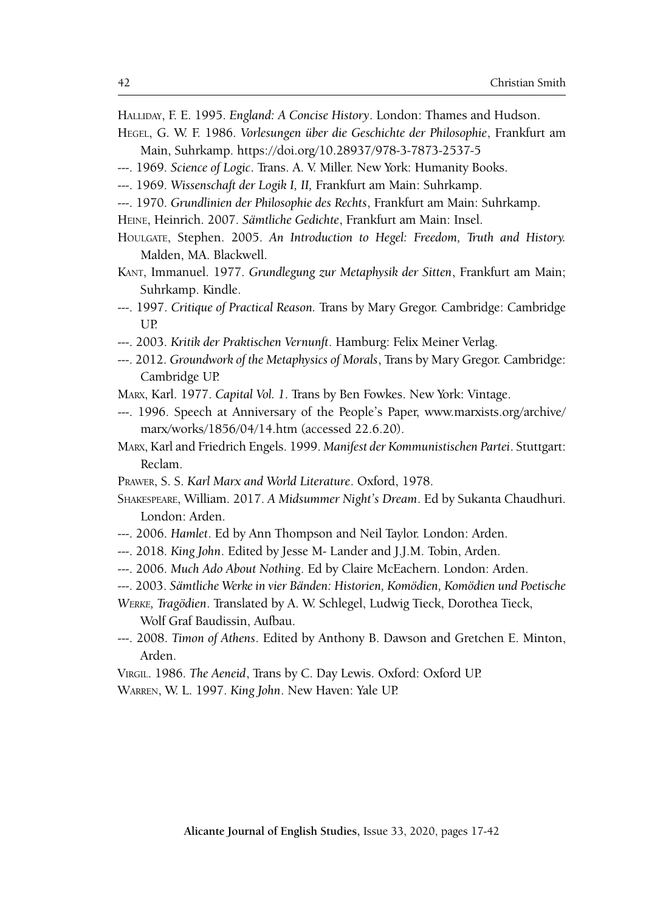Halliday, F. E. 1995. *England: A Concise History*. London: Thames and Hudson.

Hegel, G. W. F. 1986. *Vorlesungen über die Geschichte der Philosophie*, Frankfurt am Main, Suhrkamp. https://doi.org/10.28937/978-3-7873-2537-5

---. 1969. *Science of Logic*. Trans. A. V. Miller. New York: Humanity Books.

---. 1969. *Wissenschaft der Logik I, II,* Frankfurt am Main: Suhrkamp.

---. 1970. *Grundlinien der Philosophie des Rechts*, Frankfurt am Main: Suhrkamp.

Heine, Heinrich. 2007. *Sämtliche Gedichte*, Frankfurt am Main: Insel.

Houlgate, Stephen. 2005. *An Introduction to Hegel: Freedom, Truth and History.* Malden, MA. Blackwell.

Kant, Immanuel. 1977. *Grundlegung zur Metaphysik der Sitten*, Frankfurt am Main; Suhrkamp. Kindle.

---. 1997. *Critique of Practical Reason.* Trans by Mary Gregor. Cambridge: Cambridge UP.

---. 2003. *Kritik der Praktischen Vernunft*. Hamburg: Felix Meiner Verlag.

---. 2012. *Groundwork of the Metaphysics of Morals*, Trans by Mary Gregor. Cambridge: Cambridge UP.

Marx, Karl. 1977. *Capital Vol. 1*. Trans by Ben Fowkes. New York: Vintage.

---. 1996. Speech at Anniversary of the People's Paper, www.marxists.org/archive/marx/works/1856/04/14.htm (accessed 22.6.20).

Marx, Karl and Friedrich Engels. 1999. *Manifest der Kommunistischen Partei*. Stuttgart: Reclam.

Prawer, S. S. *Karl Marx and World Literature*. Oxford, 1978.

Shakespeare, William. 2017. *A Midsummer Night's Dream*. Ed by Sukanta Chaudhuri. London: Arden.

---. 2006. *Hamlet*. Ed by Ann Thompson and Neil Taylor. London: Arden.

---. 2018. *King John*. Edited by Jesse M- Lander and J.J.M. Tobin, Arden.

---. 2006. *Much Ado About Nothing*. Ed by Claire McEachern. London: Arden.

---. 2003. *Sämtliche Werke in vier Bänden: Historien, Komödien, Komödien und Poetische Werke, Tragödien*. Translated by A. W. Schlegel, Ludwig Tieck, Dorothea Tieck, Wolf Graf Baudissin, Aufbau.

---. 2008. *Timon of Athens*. Edited by Anthony B. Dawson and Gretchen E. Minton, Arden.

Virgil. 1986. *The Aeneid*, Trans by C. Day Lewis. Oxford: Oxford UP.

Warren, W. L. 1997. *King John*. New Haven: Yale UP.